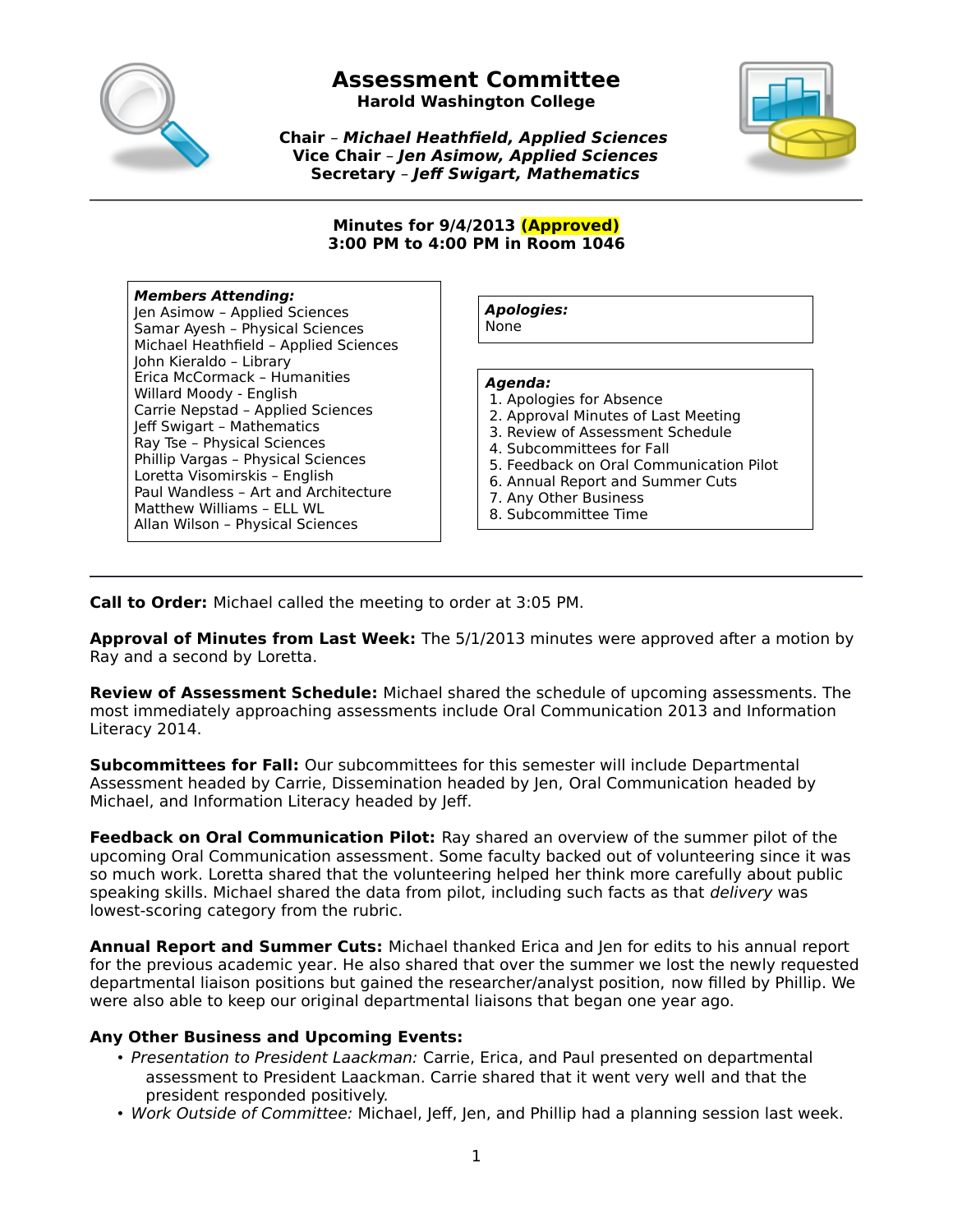# Assessment Committee

**Harold Washington College**

**Chair** – ***Michael Heathfield, Applied Sciences***
**Vice Chair** – ***Jen Asimow, Applied Sciences***
**Secretary** – ***Jeff Swigart, Mathematics***

---

**Minutes for 9/4/2013 (Approved)**
**3:00 PM to 4:00 PM in Room 1046**

***Members Attending:***
Jen Asimow – Applied Sciences
Samar Ayesh – Physical Sciences
Michael Heathfield – Applied Sciences
John Kieraldo – Library
Erica McCormack – Humanities
Willard Moody - English
Carrie Nepstad – Applied Sciences
Jeff Swigart – Mathematics
Ray Tse – Physical Sciences
Phillip Vargas – Physical Sciences
Loretta Visomirskis – English
Paul Wandless – Art and Architecture
Matthew Williams – ELL WL
Allan Wilson – Physical Sciences

***Apologies:***
None

***Agenda:***
1. Apologies for Absence
2. Approval Minutes of Last Meeting
3. Review of Assessment Schedule
4. Subcommittees for Fall
5. Feedback on Oral Communication Pilot
6. Annual Report and Summer Cuts
7. Any Other Business
8. Subcommittee Time

---

**Call to Order:** Michael called the meeting to order at 3:05 PM.

**Approval of Minutes from Last Week:** The 5/1/2013 minutes were approved after a motion by Ray and a second by Loretta.

**Review of Assessment Schedule:** Michael shared the schedule of upcoming assessments. The most immediately approaching assessments include Oral Communication 2013 and Information Literacy 2014.

**Subcommittees for Fall:** Our subcommittees for this semester will include Departmental Assessment headed by Carrie, Dissemination headed by Jen, Oral Communication headed by Michael, and Information Literacy headed by Jeff.

**Feedback on Oral Communication Pilot:** Ray shared an overview of the summer pilot of the upcoming Oral Communication assessment. Some faculty backed out of volunteering since it was so much work. Loretta shared that the volunteering helped her think more carefully about public speaking skills. Michael shared the data from pilot, including such facts as that *delivery* was lowest-scoring category from the rubric.

**Annual Report and Summer Cuts:** Michael thanked Erica and Jen for edits to his annual report for the previous academic year. He also shared that over the summer we lost the newly requested departmental liaison positions but gained the researcher/analyst position, now filled by Phillip. We were also able to keep our original departmental liaisons that began one year ago.

**Any Other Business and Upcoming Events:**

- *Presentation to President Laackman:* Carrie, Erica, and Paul presented on departmental assessment to President Laackman. Carrie shared that it went very well and that the president responded positively.
- *Work Outside of Committee:* Michael, Jeff, Jen, and Phillip had a planning session last week.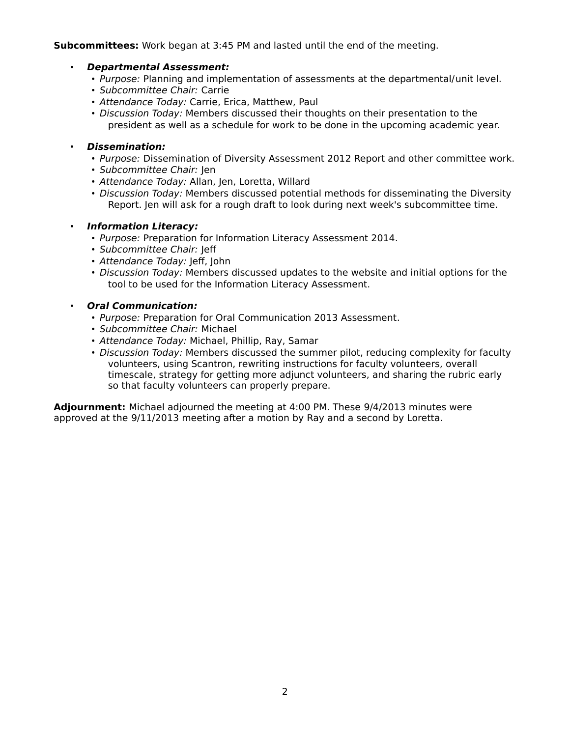**Subcommittees:** Work began at 3:45 PM and lasted until the end of the meeting.

- ***Departmental Assessment:***
  - *Purpose:* Planning and implementation of assessments at the departmental/unit level.
  - *Subcommittee Chair:* Carrie
  - *Attendance Today:* Carrie, Erica, Matthew, Paul
  - *Discussion Today:* Members discussed their thoughts on their presentation to the president as well as a schedule for work to be done in the upcoming academic year.

- ***Dissemination:***
  - *Purpose:* Dissemination of Diversity Assessment 2012 Report and other committee work.
  - *Subcommittee Chair:* Jen
  - *Attendance Today:* Allan, Jen, Loretta, Willard
  - *Discussion Today:* Members discussed potential methods for disseminating the Diversity Report. Jen will ask for a rough draft to look during next week's subcommittee time.

- ***Information Literacy:***
  - *Purpose:* Preparation for Information Literacy Assessment 2014.
  - *Subcommittee Chair:* Jeff
  - *Attendance Today:* Jeff, John
  - *Discussion Today:* Members discussed updates to the website and initial options for the tool to be used for the Information Literacy Assessment.

- ***Oral Communication:***
  - *Purpose:* Preparation for Oral Communication 2013 Assessment.
  - *Subcommittee Chair:* Michael
  - *Attendance Today:* Michael, Phillip, Ray, Samar
  - *Discussion Today:* Members discussed the summer pilot, reducing complexity for faculty volunteers, using Scantron, rewriting instructions for faculty volunteers, overall timescale, strategy for getting more adjunct volunteers, and sharing the rubric early so that faculty volunteers can properly prepare.

**Adjournment:** Michael adjourned the meeting at 4:00 PM. These 9/4/2013 minutes were approved at the 9/11/2013 meeting after a motion by Ray and a second by Loretta.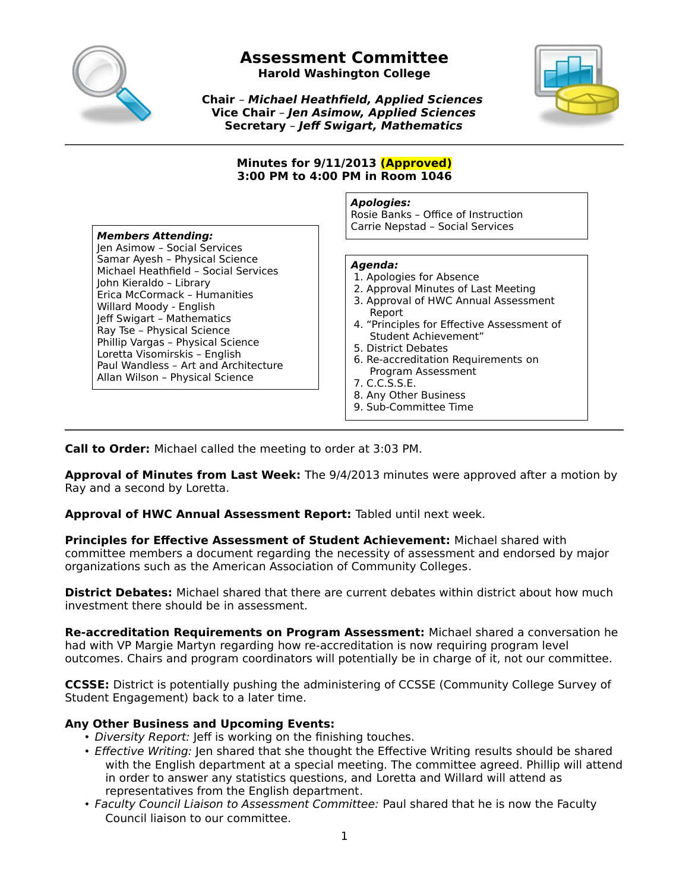# Assessment Committee

**Harold Washington College**

**Chair** – ***Michael Heathfield, Applied Sciences***
**Vice Chair** – ***Jen Asimow, Applied Sciences***
**Secretary** – ***Jeff Swigart, Mathematics***

---

**Minutes for 9/11/2013 (Approved)**
**3:00 PM to 4:00 PM in Room 1046**

***Members Attending:***
Jen Asimow – Social Services
Samar Ayesh – Physical Science
Michael Heathfield – Social Services
John Kieraldo – Library
Erica McCormack – Humanities
Willard Moody - English
Jeff Swigart – Mathematics
Ray Tse – Physical Science
Phillip Vargas – Physical Science
Loretta Visomirskis – English
Paul Wandless – Art and Architecture
Allan Wilson – Physical Science

***Apologies:***
Rosie Banks – Office of Instruction
Carrie Nepstad – Social Services

***Agenda:***
1. Apologies for Absence
2. Approval Minutes of Last Meeting
3. Approval of HWC Annual Assessment Report
4. "Principles for Effective Assessment of Student Achievement"
5. District Debates
6. Re-accreditation Requirements on Program Assessment
7. C.C.S.S.E.
8. Any Other Business
9. Sub-Committee Time

---

**Call to Order:** Michael called the meeting to order at 3:03 PM.

**Approval of Minutes from Last Week:** The 9/4/2013 minutes were approved after a motion by Ray and a second by Loretta.

**Approval of HWC Annual Assessment Report:** Tabled until next week.

**Principles for Effective Assessment of Student Achievement:** Michael shared with committee members a document regarding the necessity of assessment and endorsed by major organizations such as the American Association of Community Colleges.

**District Debates:** Michael shared that there are current debates within district about how much investment there should be in assessment.

**Re-accreditation Requirements on Program Assessment:** Michael shared a conversation he had with VP Margie Martyn regarding how re-accreditation is now requiring program level outcomes. Chairs and program coordinators will potentially be in charge of it, not our committee.

**CCSSE:** District is potentially pushing the administering of CCSSE (Community College Survey of Student Engagement) back to a later time.

**Any Other Business and Upcoming Events:**

- *Diversity Report:* Jeff is working on the finishing touches.
- *Effective Writing:* Jen shared that she thought the Effective Writing results should be shared with the English department at a special meeting. The committee agreed. Phillip will attend in order to answer any statistics questions, and Loretta and Willard will attend as representatives from the English department.
- *Faculty Council Liaison to Assessment Committee:* Paul shared that he is now the Faculty Council liaison to our committee.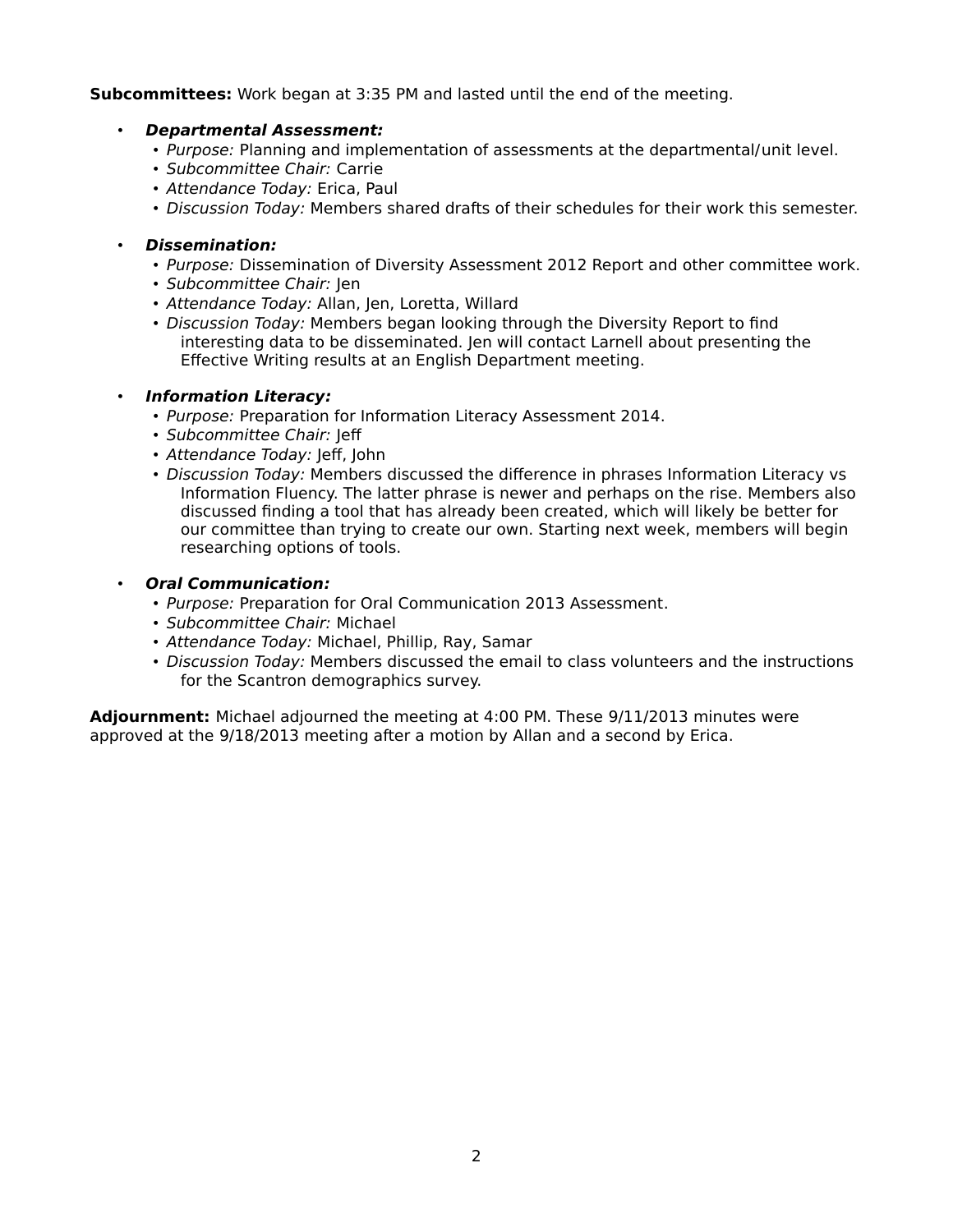**Subcommittees:** Work began at 3:35 PM and lasted until the end of the meeting.

- ***Departmental Assessment:***
  - *Purpose:* Planning and implementation of assessments at the departmental/unit level.
  - *Subcommittee Chair:* Carrie
  - *Attendance Today:* Erica, Paul
  - *Discussion Today:* Members shared drafts of their schedules for their work this semester.

- ***Dissemination:***
  - *Purpose:* Dissemination of Diversity Assessment 2012 Report and other committee work.
  - *Subcommittee Chair:* Jen
  - *Attendance Today:* Allan, Jen, Loretta, Willard
  - *Discussion Today:* Members began looking through the Diversity Report to find interesting data to be disseminated. Jen will contact Larnell about presenting the Effective Writing results at an English Department meeting.

- ***Information Literacy:***
  - *Purpose:* Preparation for Information Literacy Assessment 2014.
  - *Subcommittee Chair:* Jeff
  - *Attendance Today:* Jeff, John
  - *Discussion Today:* Members discussed the difference in phrases Information Literacy vs Information Fluency. The latter phrase is newer and perhaps on the rise. Members also discussed finding a tool that has already been created, which will likely be better for our committee than trying to create our own. Starting next week, members will begin researching options of tools.

- ***Oral Communication:***
  - *Purpose:* Preparation for Oral Communication 2013 Assessment.
  - *Subcommittee Chair:* Michael
  - *Attendance Today:* Michael, Phillip, Ray, Samar
  - *Discussion Today:* Members discussed the email to class volunteers and the instructions for the Scantron demographics survey.

**Adjournment:** Michael adjourned the meeting at 4:00 PM. These 9/11/2013 minutes were approved at the 9/18/2013 meeting after a motion by Allan and a second by Erica.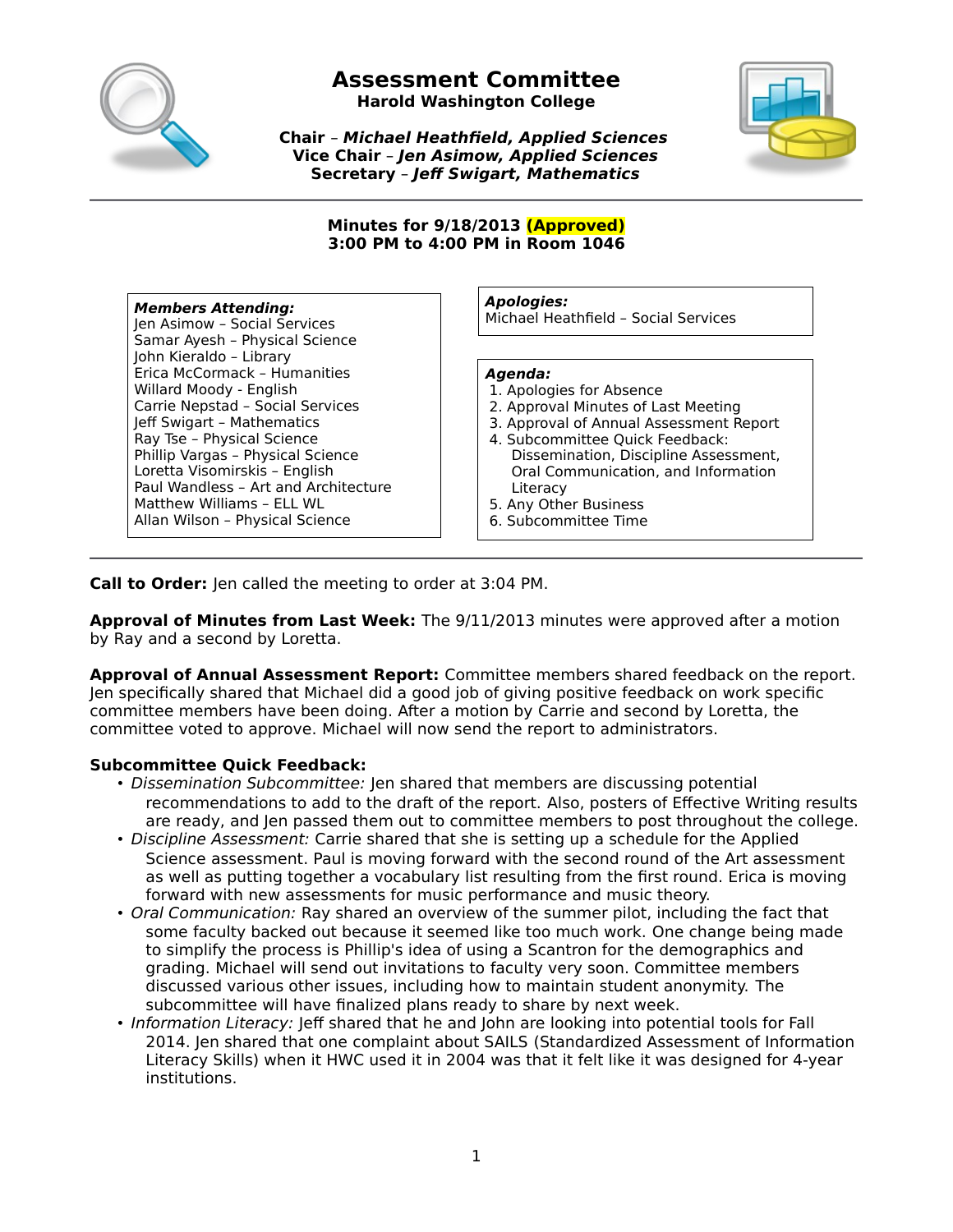# Assessment Committee

**Harold Washington College**

**Chair** – ***Michael Heathfield, Applied Sciences***
**Vice Chair** – ***Jen Asimow, Applied Sciences***
**Secretary** – ***Jeff Swigart, Mathematics***

---

**Minutes for 9/18/2013 (Approved)**
**3:00 PM to 4:00 PM in Room 1046**

***Members Attending:***
Jen Asimow – Social Services
Samar Ayesh – Physical Science
John Kieraldo – Library
Erica McCormack – Humanities
Willard Moody - English
Carrie Nepstad – Social Services
Jeff Swigart – Mathematics
Ray Tse – Physical Science
Phillip Vargas – Physical Science
Loretta Visomirskis – English
Paul Wandless – Art and Architecture
Matthew Williams – ELL WL
Allan Wilson – Physical Science

***Apologies:***
Michael Heathfield – Social Services

***Agenda:***
1. Apologies for Absence
2. Approval Minutes of Last Meeting
3. Approval of Annual Assessment Report
4. Subcommittee Quick Feedback: Dissemination, Discipline Assessment, Oral Communication, and Information Literacy
5. Any Other Business
6. Subcommittee Time

---

**Call to Order:** Jen called the meeting to order at 3:04 PM.

**Approval of Minutes from Last Week:** The 9/11/2013 minutes were approved after a motion by Ray and a second by Loretta.

**Approval of Annual Assessment Report:** Committee members shared feedback on the report. Jen specifically shared that Michael did a good job of giving positive feedback on work specific committee members have been doing. After a motion by Carrie and second by Loretta, the committee voted to approve. Michael will now send the report to administrators.

**Subcommittee Quick Feedback:**

- *Dissemination Subcommittee:* Jen shared that members are discussing potential recommendations to add to the draft of the report. Also, posters of Effective Writing results are ready, and Jen passed them out to committee members to post throughout the college.
- *Discipline Assessment:* Carrie shared that she is setting up a schedule for the Applied Science assessment. Paul is moving forward with the second round of the Art assessment as well as putting together a vocabulary list resulting from the first round. Erica is moving forward with new assessments for music performance and music theory.
- *Oral Communication:* Ray shared an overview of the summer pilot, including the fact that some faculty backed out because it seemed like too much work. One change being made to simplify the process is Phillip's idea of using a Scantron for the demographics and grading. Michael will send out invitations to faculty very soon. Committee members discussed various other issues, including how to maintain student anonymity. The subcommittee will have finalized plans ready to share by next week.
- *Information Literacy:* Jeff shared that he and John are looking into potential tools for Fall 2014. Jen shared that one complaint about SAILS (Standardized Assessment of Information Literacy Skills) when it HWC used it in 2004 was that it felt like it was designed for 4-year institutions.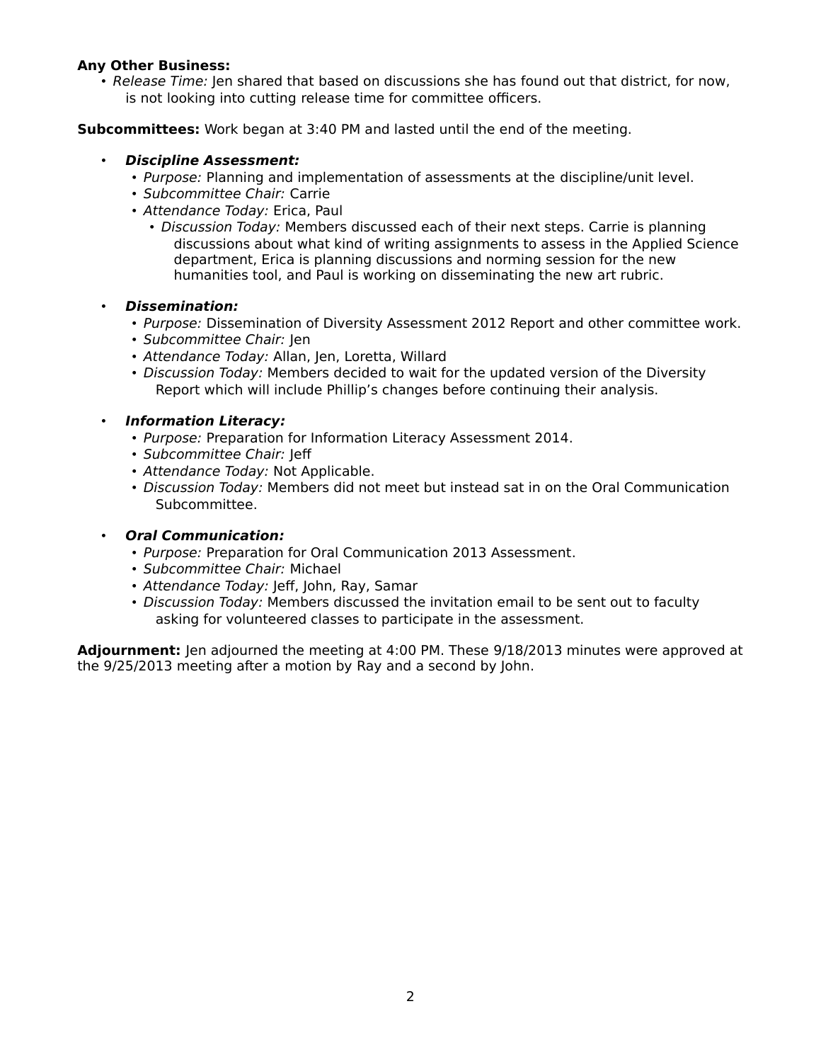**Any Other Business:**

- *Release Time:* Jen shared that based on discussions she has found out that district, for now, is not looking into cutting release time for committee officers.

**Subcommittees:** Work began at 3:40 PM and lasted until the end of the meeting.

- ***Discipline Assessment:***
  - *Purpose:* Planning and implementation of assessments at the discipline/unit level.
  - *Subcommittee Chair:* Carrie
  - *Attendance Today:* Erica, Paul
    - *Discussion Today:* Members discussed each of their next steps. Carrie is planning discussions about what kind of writing assignments to assess in the Applied Science department, Erica is planning discussions and norming session for the new humanities tool, and Paul is working on disseminating the new art rubric.

- ***Dissemination:***
  - *Purpose:* Dissemination of Diversity Assessment 2012 Report and other committee work.
  - *Subcommittee Chair:* Jen
  - *Attendance Today:* Allan, Jen, Loretta, Willard
  - *Discussion Today:* Members decided to wait for the updated version of the Diversity Report which will include Phillip's changes before continuing their analysis.

- ***Information Literacy:***
  - *Purpose:* Preparation for Information Literacy Assessment 2014.
  - *Subcommittee Chair:* Jeff
  - *Attendance Today:* Not Applicable.
  - *Discussion Today:* Members did not meet but instead sat in on the Oral Communication Subcommittee.

- ***Oral Communication:***
  - *Purpose:* Preparation for Oral Communication 2013 Assessment.
  - *Subcommittee Chair:* Michael
  - *Attendance Today:* Jeff, John, Ray, Samar
  - *Discussion Today:* Members discussed the invitation email to be sent out to faculty asking for volunteered classes to participate in the assessment.

**Adjournment:** Jen adjourned the meeting at 4:00 PM. These 9/18/2013 minutes were approved at the 9/25/2013 meeting after a motion by Ray and a second by John.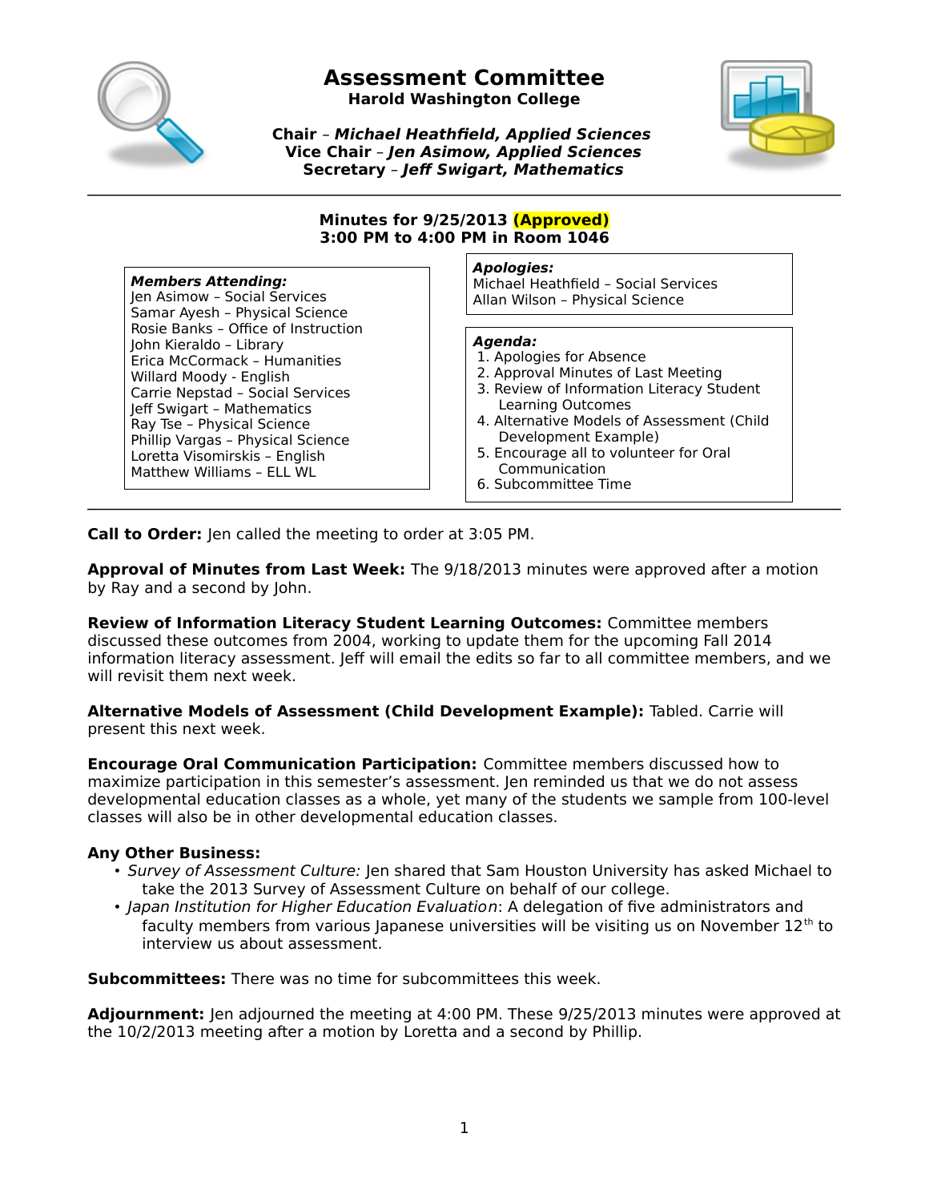# Assessment Committee

**Harold Washington College**

**Chair** – ***Michael Heathfield, Applied Sciences***
**Vice Chair** – ***Jen Asimow, Applied Sciences***
**Secretary** – ***Jeff Swigart, Mathematics***

---

**Minutes for 9/25/2013 (Approved)**
**3:00 PM to 4:00 PM in Room 1046**

***Members Attending:***
Jen Asimow – Social Services
Samar Ayesh – Physical Science
Rosie Banks – Office of Instruction
John Kieraldo – Library
Erica McCormack – Humanities
Willard Moody - English
Carrie Nepstad – Social Services
Jeff Swigart – Mathematics
Ray Tse – Physical Science
Phillip Vargas – Physical Science
Loretta Visomirskis – English
Matthew Williams – ELL WL

***Apologies:***
Michael Heathfield – Social Services
Allan Wilson – Physical Science

***Agenda:***
1. Apologies for Absence
2. Approval Minutes of Last Meeting
3. Review of Information Literacy Student Learning Outcomes
4. Alternative Models of Assessment (Child Development Example)
5. Encourage all to volunteer for Oral Communication
6. Subcommittee Time

---

**Call to Order:** Jen called the meeting to order at 3:05 PM.

**Approval of Minutes from Last Week:** The 9/18/2013 minutes were approved after a motion by Ray and a second by John.

**Review of Information Literacy Student Learning Outcomes:** Committee members discussed these outcomes from 2004, working to update them for the upcoming Fall 2014 information literacy assessment. Jeff will email the edits so far to all committee members, and we will revisit them next week.

**Alternative Models of Assessment (Child Development Example):** Tabled. Carrie will present this next week.

**Encourage Oral Communication Participation:** Committee members discussed how to maximize participation in this semester's assessment. Jen reminded us that we do not assess developmental education classes as a whole, yet many of the students we sample from 100-level classes will also be in other developmental education classes.

**Any Other Business:**

- *Survey of Assessment Culture:* Jen shared that Sam Houston University has asked Michael to take the 2013 Survey of Assessment Culture on behalf of our college.
- *Japan Institution for Higher Education Evaluation*: A delegation of five administrators and faculty members from various Japanese universities will be visiting us on November 12th to interview us about assessment.

**Subcommittees:** There was no time for subcommittees this week.

**Adjournment:** Jen adjourned the meeting at 4:00 PM. These 9/25/2013 minutes were approved at the 10/2/2013 meeting after a motion by Loretta and a second by Phillip.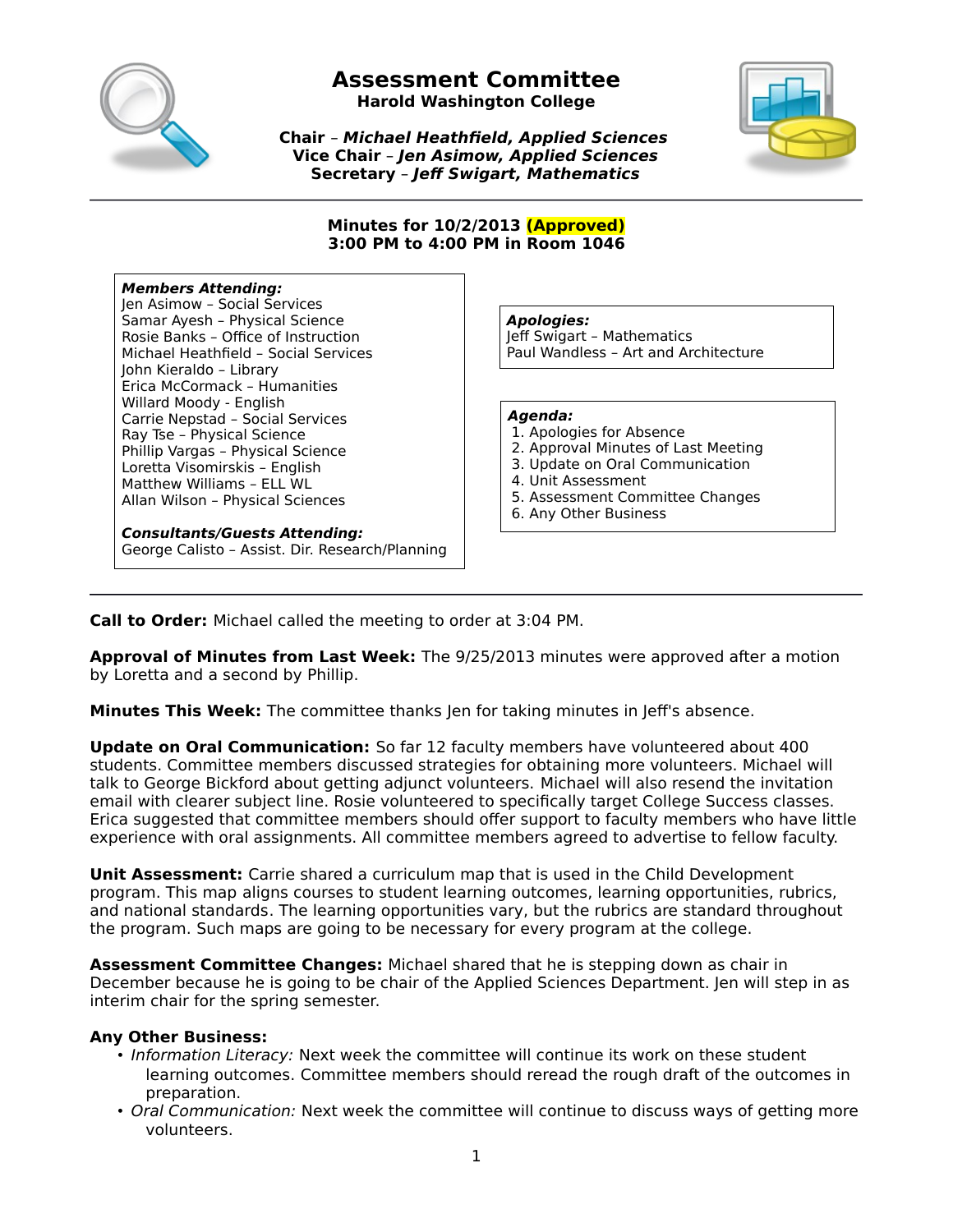# Assessment Committee

**Harold Washington College**

**Chair** – ***Michael Heathfield, Applied Sciences***
**Vice Chair** – ***Jen Asimow, Applied Sciences***
**Secretary** – ***Jeff Swigart, Mathematics***

---

**Minutes for 10/2/2013 (Approved)**
**3:00 PM to 4:00 PM in Room 1046**

***Members Attending:***
Jen Asimow – Social Services
Samar Ayesh – Physical Science
Rosie Banks – Office of Instruction
Michael Heathfield – Social Services
John Kieraldo – Library
Erica McCormack – Humanities
Willard Moody - English
Carrie Nepstad – Social Services
Ray Tse – Physical Science
Phillip Vargas – Physical Science
Loretta Visomirskis – English
Matthew Williams – ELL WL
Allan Wilson – Physical Sciences

***Consultants/Guests Attending:***
George Calisto – Assist. Dir. Research/Planning

***Apologies:***
Jeff Swigart – Mathematics
Paul Wandless – Art and Architecture

***Agenda:***
1. Apologies for Absence
2. Approval Minutes of Last Meeting
3. Update on Oral Communication
4. Unit Assessment
5. Assessment Committee Changes
6. Any Other Business

---

**Call to Order:** Michael called the meeting to order at 3:04 PM.

**Approval of Minutes from Last Week:** The 9/25/2013 minutes were approved after a motion by Loretta and a second by Phillip.

**Minutes This Week:** The committee thanks Jen for taking minutes in Jeff's absence.

**Update on Oral Communication:** So far 12 faculty members have volunteered about 400 students. Committee members discussed strategies for obtaining more volunteers. Michael will talk to George Bickford about getting adjunct volunteers. Michael will also resend the invitation email with clearer subject line. Rosie volunteered to specifically target College Success classes. Erica suggested that committee members should offer support to faculty members who have little experience with oral assignments. All committee members agreed to advertise to fellow faculty.

**Unit Assessment:** Carrie shared a curriculum map that is used in the Child Development program. This map aligns courses to student learning outcomes, learning opportunities, rubrics, and national standards. The learning opportunities vary, but the rubrics are standard throughout the program. Such maps are going to be necessary for every program at the college.

**Assessment Committee Changes:** Michael shared that he is stepping down as chair in December because he is going to be chair of the Applied Sciences Department. Jen will step in as interim chair for the spring semester.

**Any Other Business:**

- *Information Literacy:* Next week the committee will continue its work on these student learning outcomes. Committee members should reread the rough draft of the outcomes in preparation.
- *Oral Communication:* Next week the committee will continue to discuss ways of getting more volunteers.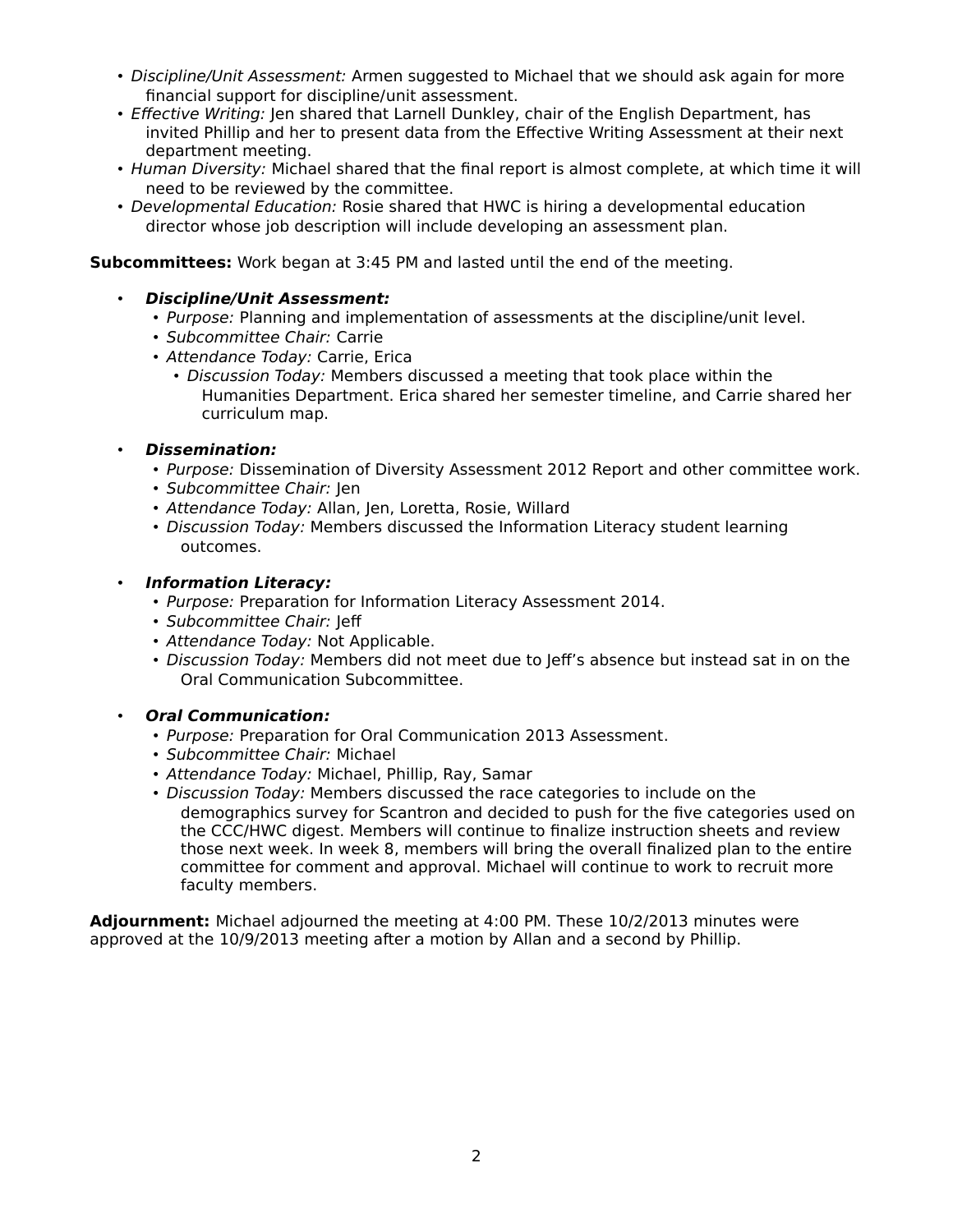- *Discipline/Unit Assessment:* Armen suggested to Michael that we should ask again for more financial support for discipline/unit assessment.
- *Effective Writing:* Jen shared that Larnell Dunkley, chair of the English Department, has invited Phillip and her to present data from the Effective Writing Assessment at their next department meeting.
- *Human Diversity:* Michael shared that the final report is almost complete, at which time it will need to be reviewed by the committee.
- *Developmental Education:* Rosie shared that HWC is hiring a developmental education director whose job description will include developing an assessment plan.

**Subcommittees:** Work began at 3:45 PM and lasted until the end of the meeting.

- ***Discipline/Unit Assessment:***
  - *Purpose:* Planning and implementation of assessments at the discipline/unit level.
  - *Subcommittee Chair:* Carrie
  - *Attendance Today:* Carrie, Erica
    - *Discussion Today:* Members discussed a meeting that took place within the Humanities Department. Erica shared her semester timeline, and Carrie shared her curriculum map.

- ***Dissemination:***
  - *Purpose:* Dissemination of Diversity Assessment 2012 Report and other committee work.
  - *Subcommittee Chair:* Jen
  - *Attendance Today:* Allan, Jen, Loretta, Rosie, Willard
  - *Discussion Today:* Members discussed the Information Literacy student learning outcomes.

- ***Information Literacy:***
  - *Purpose:* Preparation for Information Literacy Assessment 2014.
  - *Subcommittee Chair:* Jeff
  - *Attendance Today:* Not Applicable.
  - *Discussion Today:* Members did not meet due to Jeff's absence but instead sat in on the Oral Communication Subcommittee.

- ***Oral Communication:***
  - *Purpose:* Preparation for Oral Communication 2013 Assessment.
  - *Subcommittee Chair:* Michael
  - *Attendance Today:* Michael, Phillip, Ray, Samar
  - *Discussion Today:* Members discussed the race categories to include on the demographics survey for Scantron and decided to push for the five categories used on the CCC/HWC digest. Members will continue to finalize instruction sheets and review those next week. In week 8, members will bring the overall finalized plan to the entire committee for comment and approval. Michael will continue to work to recruit more faculty members.

**Adjournment:** Michael adjourned the meeting at 4:00 PM. These 10/2/2013 minutes were approved at the 10/9/2013 meeting after a motion by Allan and a second by Phillip.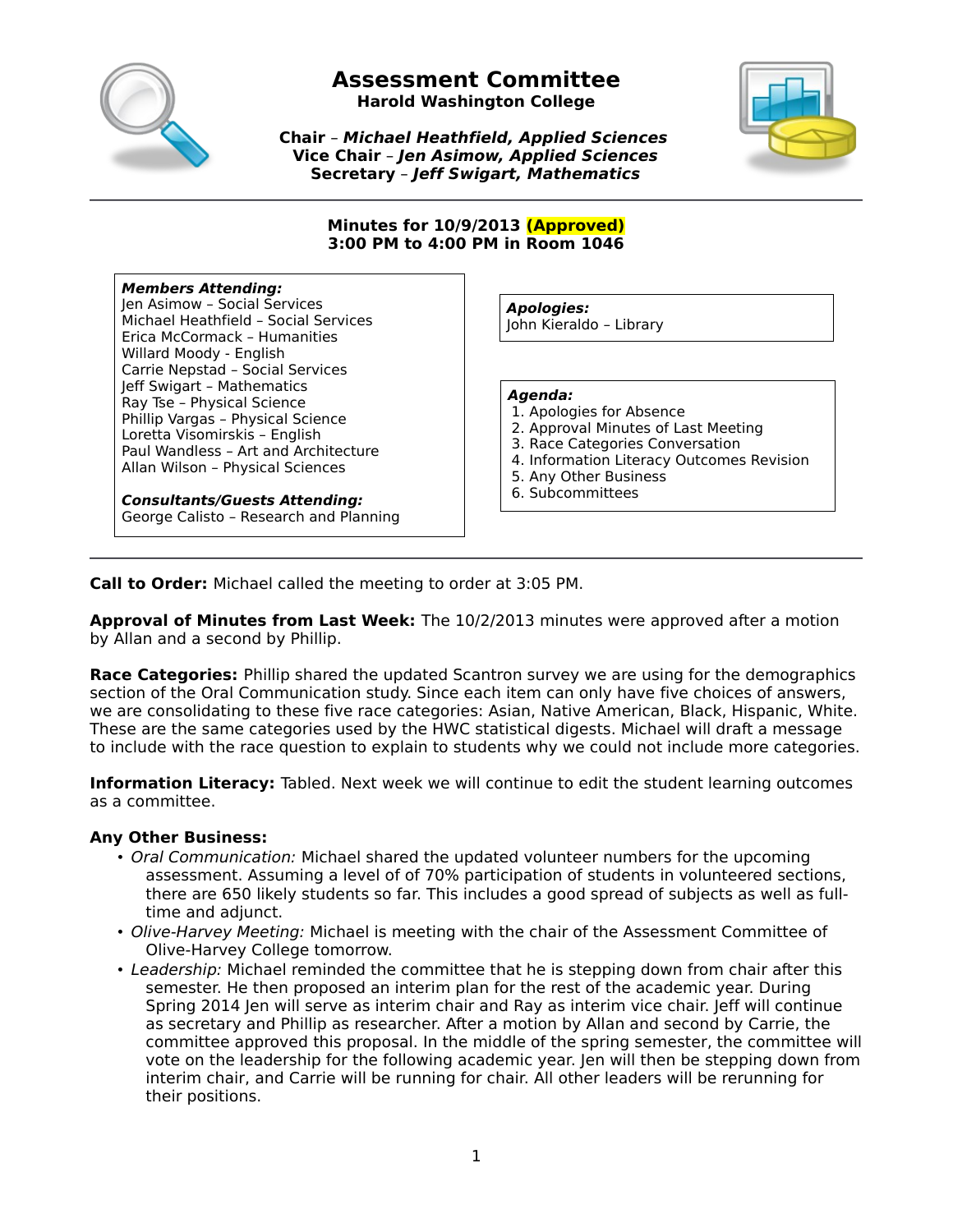# Assessment Committee

**Harold Washington College**

**Chair** – ***Michael Heathfield, Applied Sciences***
**Vice Chair** – ***Jen Asimow, Applied Sciences***
**Secretary** – ***Jeff Swigart, Mathematics***

---

**Minutes for 10/9/2013 (Approved)**
**3:00 PM to 4:00 PM in Room 1046**

***Members Attending:***
Jen Asimow – Social Services
Michael Heathfield – Social Services
Erica McCormack – Humanities
Willard Moody - English
Carrie Nepstad – Social Services
Jeff Swigart – Mathematics
Ray Tse – Physical Science
Phillip Vargas – Physical Science
Loretta Visomirskis – English
Paul Wandless – Art and Architecture
Allan Wilson – Physical Sciences

***Consultants/Guests Attending:***
George Calisto – Research and Planning

***Apologies:***
John Kieraldo – Library

***Agenda:***
1. Apologies for Absence
2. Approval Minutes of Last Meeting
3. Race Categories Conversation
4. Information Literacy Outcomes Revision
5. Any Other Business
6. Subcommittees

---

**Call to Order:** Michael called the meeting to order at 3:05 PM.

**Approval of Minutes from Last Week:** The 10/2/2013 minutes were approved after a motion by Allan and a second by Phillip.

**Race Categories:** Phillip shared the updated Scantron survey we are using for the demographics section of the Oral Communication study. Since each item can only have five choices of answers, we are consolidating to these five race categories: Asian, Native American, Black, Hispanic, White. These are the same categories used by the HWC statistical digests. Michael will draft a message to include with the race question to explain to students why we could not include more categories.

**Information Literacy:** Tabled. Next week we will continue to edit the student learning outcomes as a committee.

**Any Other Business:**

- *Oral Communication:* Michael shared the updated volunteer numbers for the upcoming assessment. Assuming a level of of 70% participation of students in volunteered sections, there are 650 likely students so far. This includes a good spread of subjects as well as full-time and adjunct.
- *Olive-Harvey Meeting:* Michael is meeting with the chair of the Assessment Committee of Olive-Harvey College tomorrow.
- *Leadership:* Michael reminded the committee that he is stepping down from chair after this semester. He then proposed an interim plan for the rest of the academic year. During Spring 2014 Jen will serve as interim chair and Ray as interim vice chair. Jeff will continue as secretary and Phillip as researcher. After a motion by Allan and second by Carrie, the committee approved this proposal. In the middle of the spring semester, the committee will vote on the leadership for the following academic year. Jen will then be stepping down from interim chair, and Carrie will be running for chair. All other leaders will be rerunning for their positions.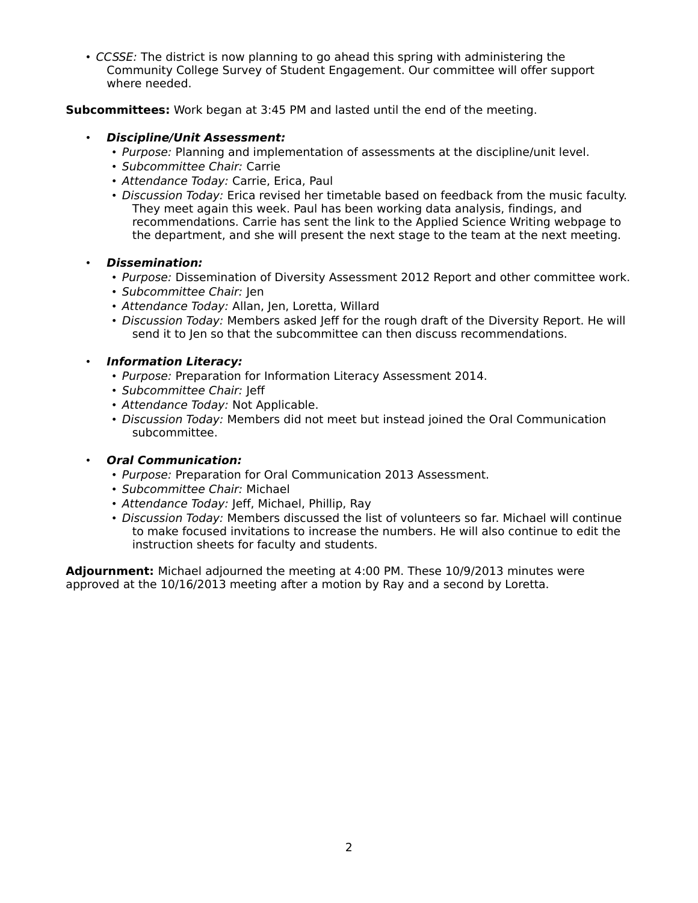- *CCSSE:* The district is now planning to go ahead this spring with administering the Community College Survey of Student Engagement. Our committee will offer support where needed.

**Subcommittees:** Work began at 3:45 PM and lasted until the end of the meeting.

- ***Discipline/Unit Assessment:***
  - *Purpose:* Planning and implementation of assessments at the discipline/unit level.
  - *Subcommittee Chair:* Carrie
  - *Attendance Today:* Carrie, Erica, Paul
  - *Discussion Today:* Erica revised her timetable based on feedback from the music faculty. They meet again this week. Paul has been working data analysis, findings, and recommendations. Carrie has sent the link to the Applied Science Writing webpage to the department, and she will present the next stage to the team at the next meeting.

- ***Dissemination:***
  - *Purpose:* Dissemination of Diversity Assessment 2012 Report and other committee work.
  - *Subcommittee Chair:* Jen
  - *Attendance Today:* Allan, Jen, Loretta, Willard
  - *Discussion Today:* Members asked Jeff for the rough draft of the Diversity Report. He will send it to Jen so that the subcommittee can then discuss recommendations.

- ***Information Literacy:***
  - *Purpose:* Preparation for Information Literacy Assessment 2014.
  - *Subcommittee Chair:* Jeff
  - *Attendance Today:* Not Applicable.
  - *Discussion Today:* Members did not meet but instead joined the Oral Communication subcommittee.

- ***Oral Communication:***
  - *Purpose:* Preparation for Oral Communication 2013 Assessment.
  - *Subcommittee Chair:* Michael
  - *Attendance Today:* Jeff, Michael, Phillip, Ray
  - *Discussion Today:* Members discussed the list of volunteers so far. Michael will continue to make focused invitations to increase the numbers. He will also continue to edit the instruction sheets for faculty and students.

**Adjournment:** Michael adjourned the meeting at 4:00 PM. These 10/9/2013 minutes were approved at the 10/16/2013 meeting after a motion by Ray and a second by Loretta.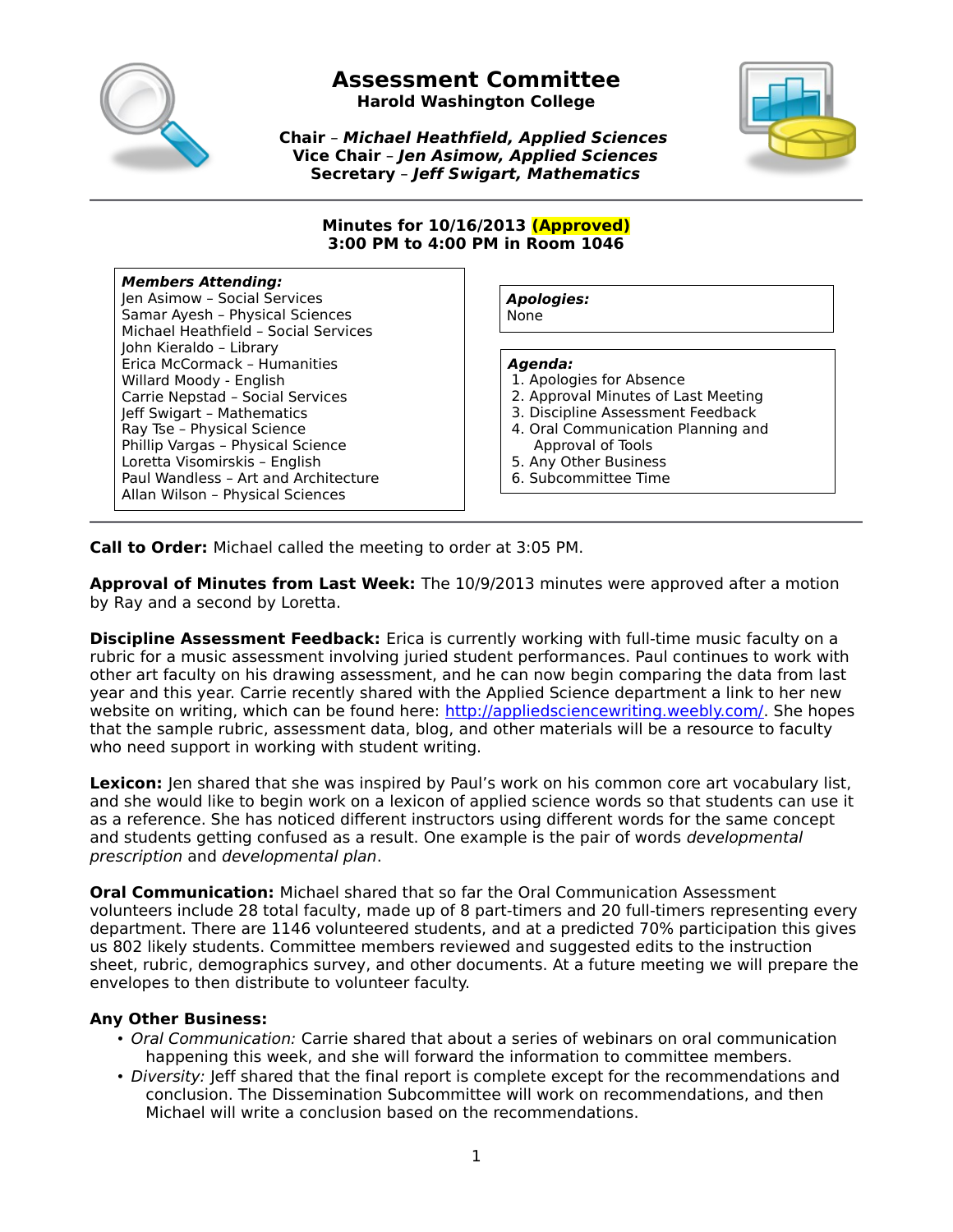# Assessment Committee

**Harold Washington College**

**Chair** – ***Michael Heathfield, Applied Sciences***
**Vice Chair** – ***Jen Asimow, Applied Sciences***
**Secretary** – ***Jeff Swigart, Mathematics***

---

**Minutes for 10/16/2013 (Approved)**
**3:00 PM to 4:00 PM in Room 1046**

***Members Attending:***
Jen Asimow – Social Services
Samar Ayesh – Physical Sciences
Michael Heathfield – Social Services
John Kieraldo – Library
Erica McCormack – Humanities
Willard Moody - English
Carrie Nepstad – Social Services
Jeff Swigart – Mathematics
Ray Tse – Physical Science
Phillip Vargas – Physical Science
Loretta Visomirskis – English
Paul Wandless – Art and Architecture
Allan Wilson – Physical Sciences

***Apologies:***
None

***Agenda:***
1. Apologies for Absence
2. Approval Minutes of Last Meeting
3. Discipline Assessment Feedback
4. Oral Communication Planning and Approval of Tools
5. Any Other Business
6. Subcommittee Time

---

**Call to Order:** Michael called the meeting to order at 3:05 PM.

**Approval of Minutes from Last Week:** The 10/9/2013 minutes were approved after a motion by Ray and a second by Loretta.

**Discipline Assessment Feedback:** Erica is currently working with full-time music faculty on a rubric for a music assessment involving juried student performances. Paul continues to work with other art faculty on his drawing assessment, and he can now begin comparing the data from last year and this year. Carrie recently shared with the Applied Science department a link to her new website on writing, which can be found here: http://appliedsciencewriting.weebly.com/. She hopes that the sample rubric, assessment data, blog, and other materials will be a resource to faculty who need support in working with student writing.

**Lexicon:** Jen shared that she was inspired by Paul's work on his common core art vocabulary list, and she would like to begin work on a lexicon of applied science words so that students can use it as a reference. She has noticed different instructors using different words for the same concept and students getting confused as a result. One example is the pair of words *developmental prescription* and *developmental plan*.

**Oral Communication:** Michael shared that so far the Oral Communication Assessment volunteers include 28 total faculty, made up of 8 part-timers and 20 full-timers representing every department. There are 1146 volunteered students, and at a predicted 70% participation this gives us 802 likely students. Committee members reviewed and suggested edits to the instruction sheet, rubric, demographics survey, and other documents. At a future meeting we will prepare the envelopes to then distribute to volunteer faculty.

**Any Other Business:**

- *Oral Communication:* Carrie shared that about a series of webinars on oral communication happening this week, and she will forward the information to committee members.
- *Diversity:* Jeff shared that the final report is complete except for the recommendations and conclusion. The Dissemination Subcommittee will work on recommendations, and then Michael will write a conclusion based on the recommendations.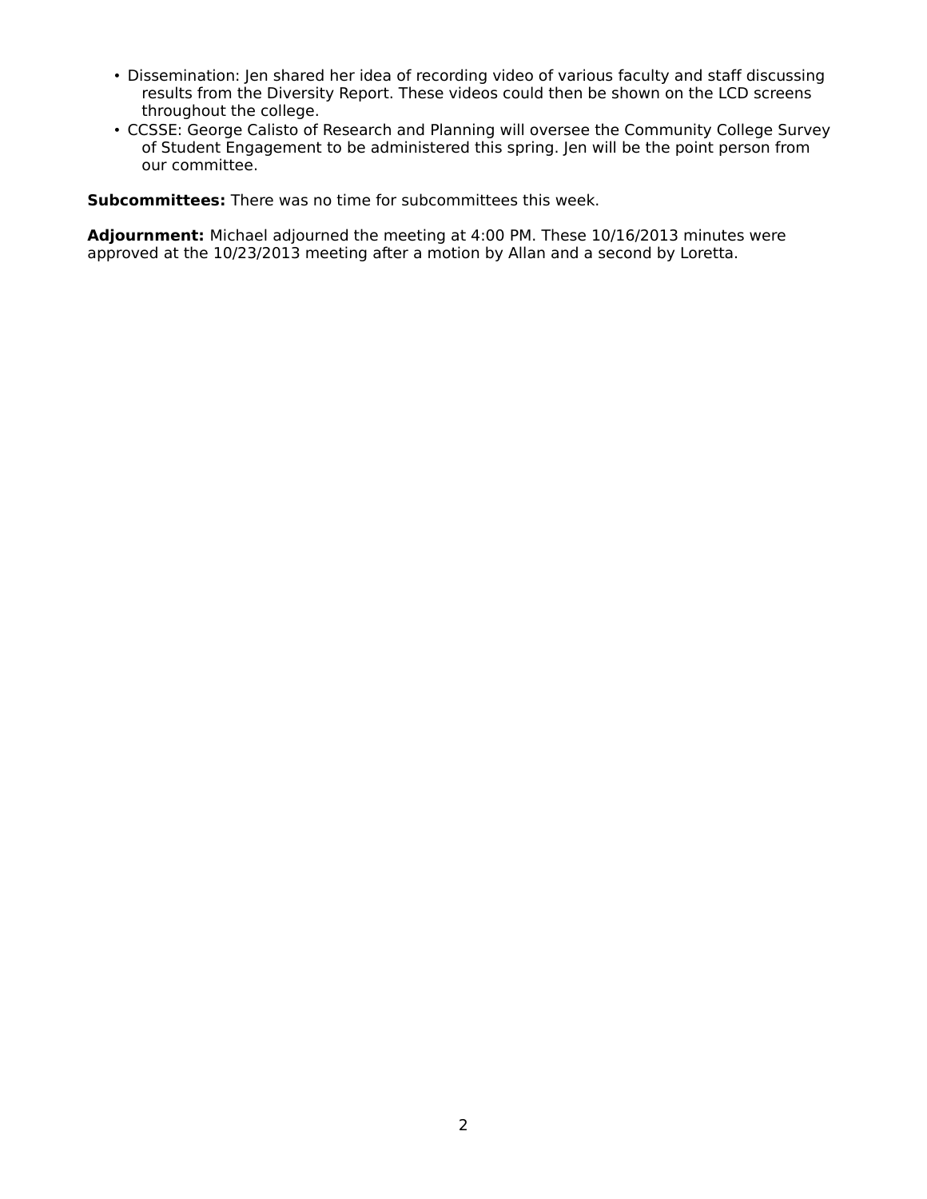- Dissemination: Jen shared her idea of recording video of various faculty and staff discussing results from the Diversity Report. These videos could then be shown on the LCD screens throughout the college.
- CCSSE: George Calisto of Research and Planning will oversee the Community College Survey of Student Engagement to be administered this spring. Jen will be the point person from our committee.

**Subcommittees:** There was no time for subcommittees this week.

**Adjournment:** Michael adjourned the meeting at 4:00 PM. These 10/16/2013 minutes were approved at the 10/23/2013 meeting after a motion by Allan and a second by Loretta.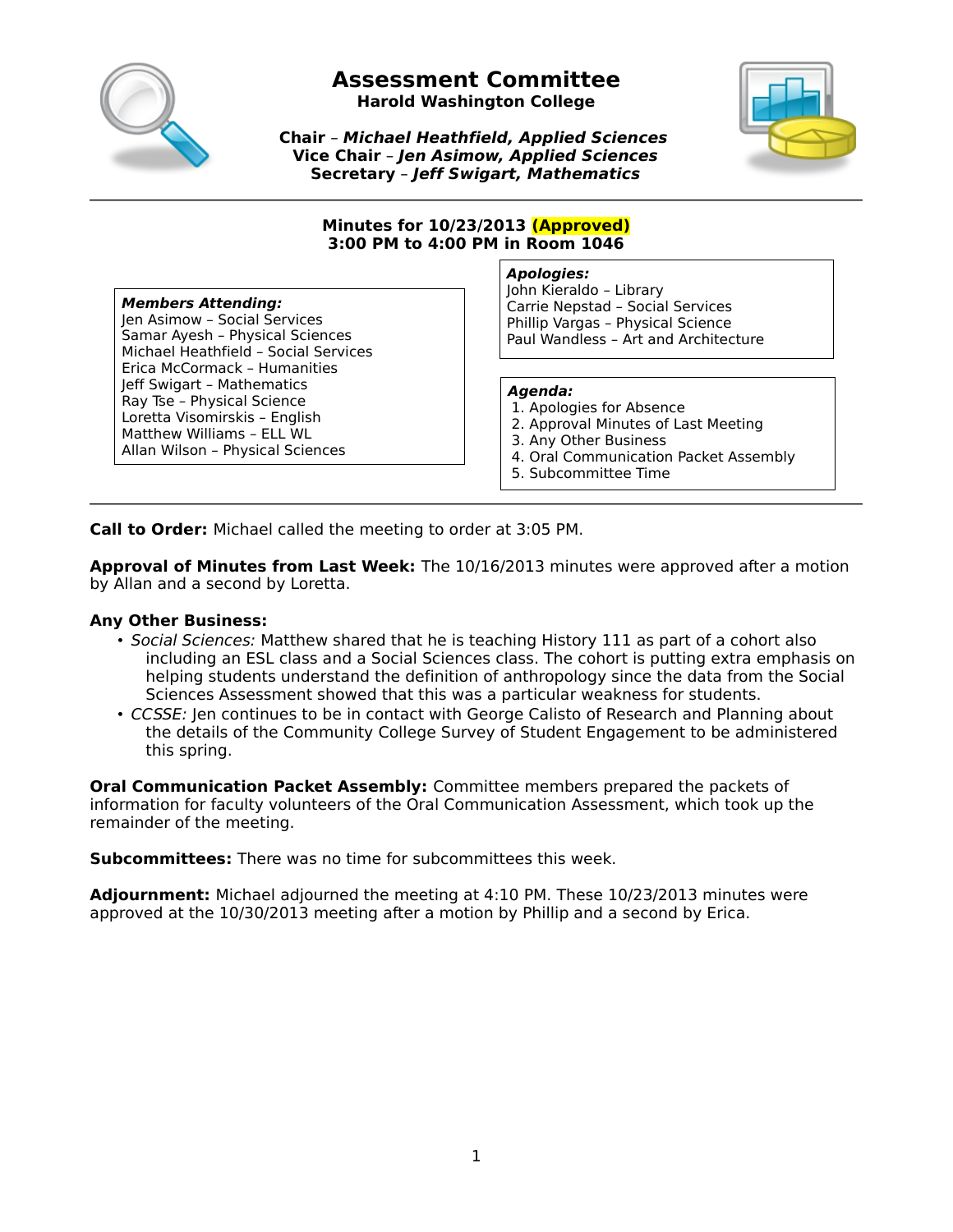# Assessment Committee

**Harold Washington College**

**Chair** – ***Michael Heathfield, Applied Sciences***
**Vice Chair** – ***Jen Asimow, Applied Sciences***
**Secretary** – ***Jeff Swigart, Mathematics***

---

**Minutes for 10/23/2013 (Approved)**
**3:00 PM to 4:00 PM in Room 1046**

***Members Attending:***
Jen Asimow – Social Services
Samar Ayesh – Physical Sciences
Michael Heathfield – Social Services
Erica McCormack – Humanities
Jeff Swigart – Mathematics
Ray Tse – Physical Science
Loretta Visomirskis – English
Matthew Williams – ELL WL
Allan Wilson – Physical Sciences

***Apologies:***
John Kieraldo – Library
Carrie Nepstad – Social Services
Phillip Vargas – Physical Science
Paul Wandless – Art and Architecture

***Agenda:***
1. Apologies for Absence
2. Approval Minutes of Last Meeting
3. Any Other Business
4. Oral Communication Packet Assembly
5. Subcommittee Time

---

**Call to Order:** Michael called the meeting to order at 3:05 PM.

**Approval of Minutes from Last Week:** The 10/16/2013 minutes were approved after a motion by Allan and a second by Loretta.

**Any Other Business:**

- *Social Sciences:* Matthew shared that he is teaching History 111 as part of a cohort also including an ESL class and a Social Sciences class. The cohort is putting extra emphasis on helping students understand the definition of anthropology since the data from the Social Sciences Assessment showed that this was a particular weakness for students.
- *CCSSE:* Jen continues to be in contact with George Calisto of Research and Planning about the details of the Community College Survey of Student Engagement to be administered this spring.

**Oral Communication Packet Assembly:** Committee members prepared the packets of information for faculty volunteers of the Oral Communication Assessment, which took up the remainder of the meeting.

**Subcommittees:** There was no time for subcommittees this week.

**Adjournment:** Michael adjourned the meeting at 4:10 PM. These 10/23/2013 minutes were approved at the 10/30/2013 meeting after a motion by Phillip and a second by Erica.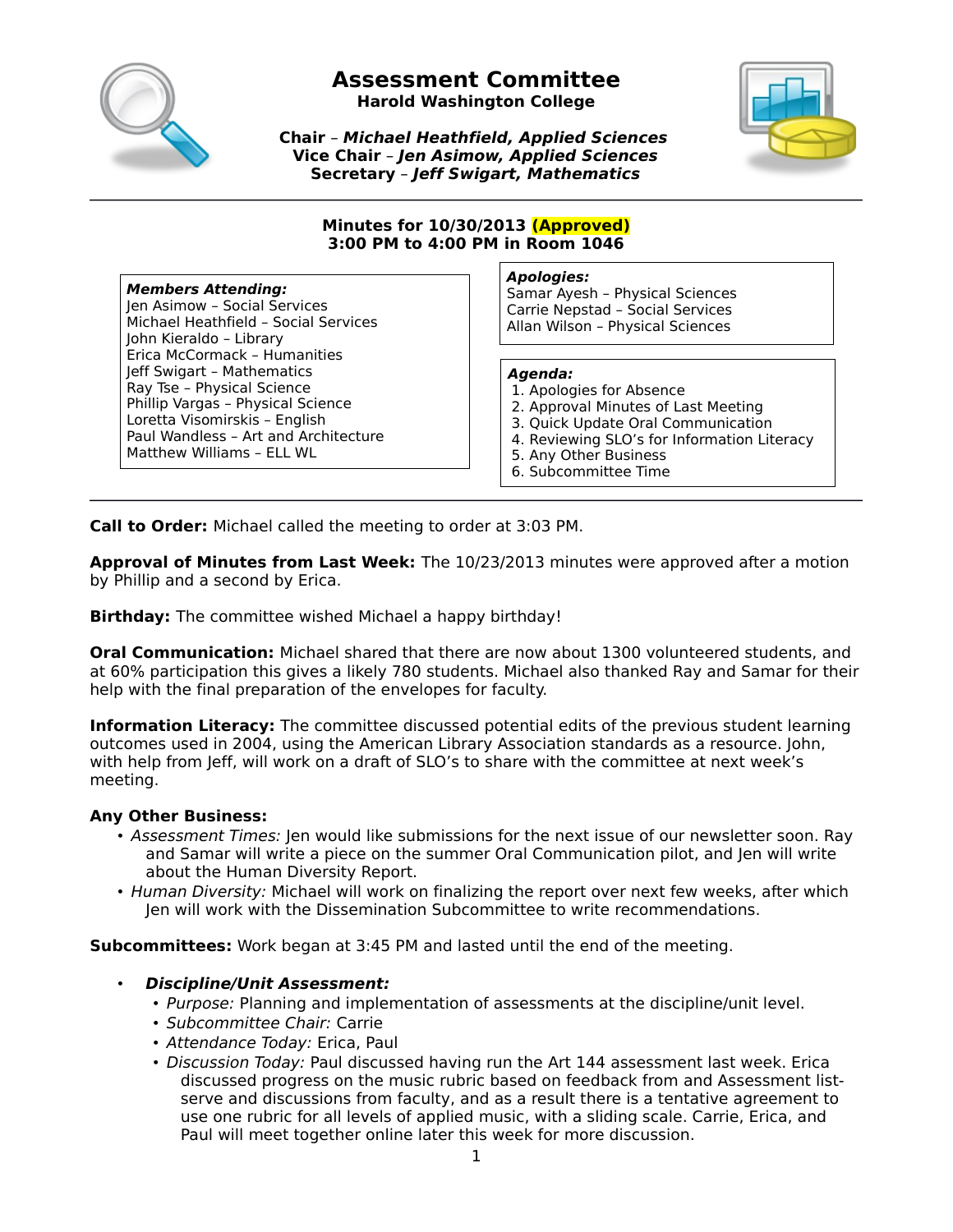# Assessment Committee

**Harold Washington College**

**Chair** – ***Michael Heathfield, Applied Sciences***
**Vice Chair** – ***Jen Asimow, Applied Sciences***
**Secretary** – ***Jeff Swigart, Mathematics***

---

**Minutes for 10/30/2013 (Approved)**
**3:00 PM to 4:00 PM in Room 1046**

***Members Attending:***
Jen Asimow – Social Services
Michael Heathfield – Social Services
John Kieraldo – Library
Erica McCormack – Humanities
Jeff Swigart – Mathematics
Ray Tse – Physical Science
Phillip Vargas – Physical Science
Loretta Visomirskis – English
Paul Wandless – Art and Architecture
Matthew Williams – ELL WL

***Apologies:***
Samar Ayesh – Physical Sciences
Carrie Nepstad – Social Services
Allan Wilson – Physical Sciences

***Agenda:***
1. Apologies for Absence
2. Approval Minutes of Last Meeting
3. Quick Update Oral Communication
4. Reviewing SLO's for Information Literacy
5. Any Other Business
6. Subcommittee Time

---

**Call to Order:** Michael called the meeting to order at 3:03 PM.

**Approval of Minutes from Last Week:** The 10/23/2013 minutes were approved after a motion by Phillip and a second by Erica.

**Birthday:** The committee wished Michael a happy birthday!

**Oral Communication:** Michael shared that there are now about 1300 volunteered students, and at 60% participation this gives a likely 780 students. Michael also thanked Ray and Samar for their help with the final preparation of the envelopes for faculty.

**Information Literacy:** The committee discussed potential edits of the previous student learning outcomes used in 2004, using the American Library Association standards as a resource. John, with help from Jeff, will work on a draft of SLO's to share with the committee at next week's meeting.

**Any Other Business:**

- *Assessment Times:* Jen would like submissions for the next issue of our newsletter soon. Ray and Samar will write a piece on the summer Oral Communication pilot, and Jen will write about the Human Diversity Report.
- *Human Diversity:* Michael will work on finalizing the report over next few weeks, after which Jen will work with the Dissemination Subcommittee to write recommendations.

**Subcommittees:** Work began at 3:45 PM and lasted until the end of the meeting.

- ***Discipline/Unit Assessment:***
  - *Purpose:* Planning and implementation of assessments at the discipline/unit level.
  - *Subcommittee Chair:* Carrie
  - *Attendance Today:* Erica, Paul
  - *Discussion Today:* Paul discussed having run the Art 144 assessment last week. Erica discussed progress on the music rubric based on feedback from and Assessment list-serve and discussions from faculty, and as a result there is a tentative agreement to use one rubric for all levels of applied music, with a sliding scale. Carrie, Erica, and Paul will meet together online later this week for more discussion.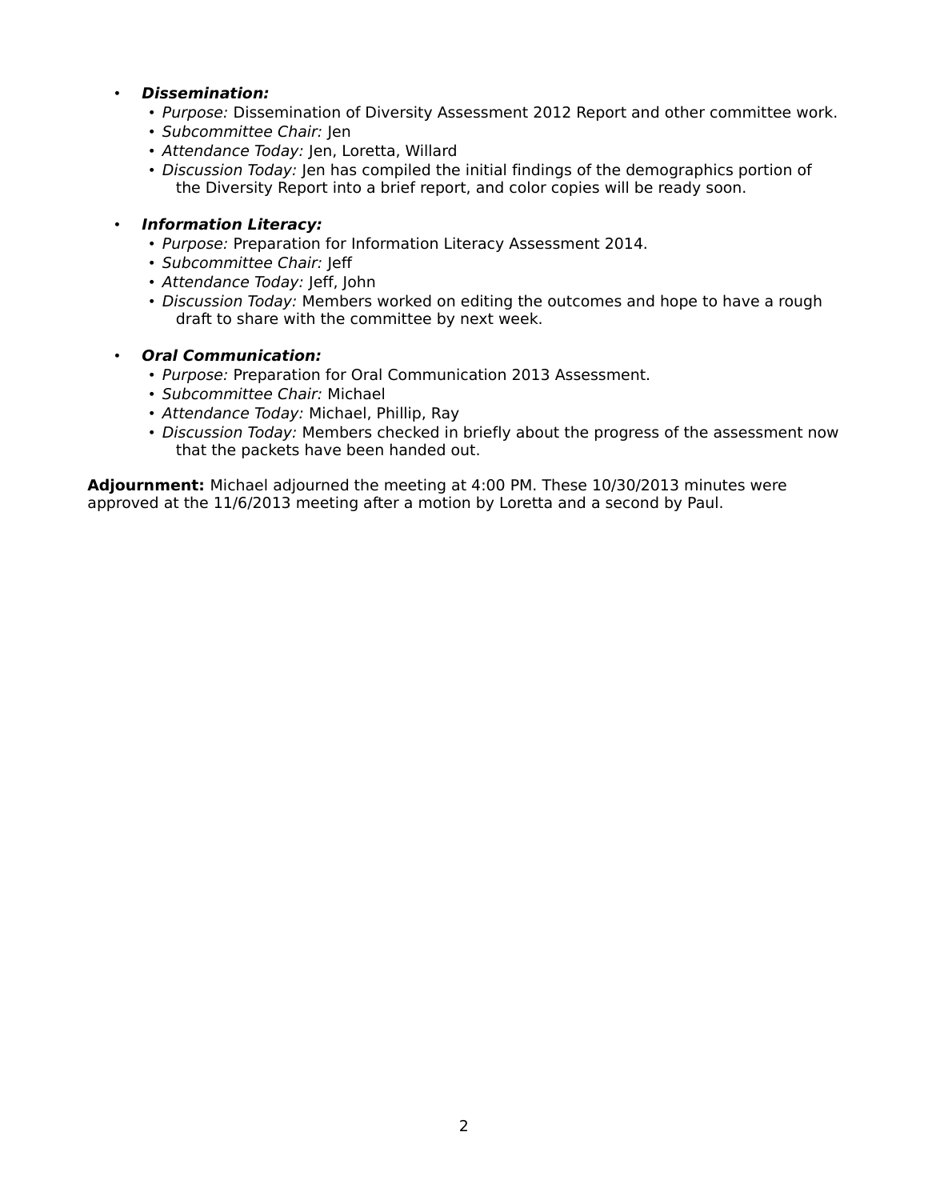- ***Dissemination:***
  - *Purpose:* Dissemination of Diversity Assessment 2012 Report and other committee work.
  - *Subcommittee Chair:* Jen
  - *Attendance Today:* Jen, Loretta, Willard
  - *Discussion Today:* Jen has compiled the initial findings of the demographics portion of the Diversity Report into a brief report, and color copies will be ready soon.

- ***Information Literacy:***
  - *Purpose:* Preparation for Information Literacy Assessment 2014.
  - *Subcommittee Chair:* Jeff
  - *Attendance Today:* Jeff, John
  - *Discussion Today:* Members worked on editing the outcomes and hope to have a rough draft to share with the committee by next week.

- ***Oral Communication:***
  - *Purpose:* Preparation for Oral Communication 2013 Assessment.
  - *Subcommittee Chair:* Michael
  - *Attendance Today:* Michael, Phillip, Ray
  - *Discussion Today:* Members checked in briefly about the progress of the assessment now that the packets have been handed out.

**Adjournment:** Michael adjourned the meeting at 4:00 PM. These 10/30/2013 minutes were approved at the 11/6/2013 meeting after a motion by Loretta and a second by Paul.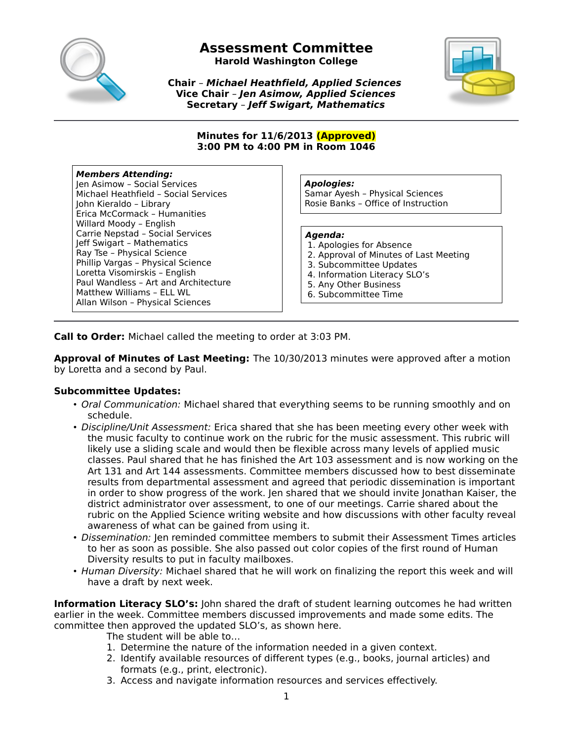# Assessment Committee

**Harold Washington College**

**Chair** – ***Michael Heathfield, Applied Sciences***
**Vice Chair** – ***Jen Asimow, Applied Sciences***
**Secretary** – ***Jeff Swigart, Mathematics***

---

**Minutes for 11/6/2013 (Approved)**
**3:00 PM to 4:00 PM in Room 1046**

***Members Attending:***
Jen Asimow – Social Services
Michael Heathfield – Social Services
John Kieraldo – Library
Erica McCormack – Humanities
Willard Moody – English
Carrie Nepstad – Social Services
Jeff Swigart – Mathematics
Ray Tse – Physical Science
Phillip Vargas – Physical Science
Loretta Visomirskis – English
Paul Wandless – Art and Architecture
Matthew Williams – ELL WL
Allan Wilson – Physical Sciences

***Apologies:***
Samar Ayesh – Physical Sciences
Rosie Banks – Office of Instruction

***Agenda:***
1. Apologies for Absence
2. Approval of Minutes of Last Meeting
3. Subcommittee Updates
4. Information Literacy SLO's
5. Any Other Business
6. Subcommittee Time

---

**Call to Order:** Michael called the meeting to order at 3:03 PM.

**Approval of Minutes of Last Meeting:** The 10/30/2013 minutes were approved after a motion by Loretta and a second by Paul.

**Subcommittee Updates:**

- *Oral Communication:* Michael shared that everything seems to be running smoothly and on schedule.
- *Discipline/Unit Assessment:* Erica shared that she has been meeting every other week with the music faculty to continue work on the rubric for the music assessment. This rubric will likely use a sliding scale and would then be flexible across many levels of applied music classes. Paul shared that he has finished the Art 103 assessment and is now working on the Art 131 and Art 144 assessments. Committee members discussed how to best disseminate results from departmental assessment and agreed that periodic dissemination is important in order to show progress of the work. Jen shared that we should invite Jonathan Kaiser, the district administrator over assessment, to one of our meetings. Carrie shared about the rubric on the Applied Science writing website and how discussions with other faculty reveal awareness of what can be gained from using it.
- *Dissemination:* Jen reminded committee members to submit their Assessment Times articles to her as soon as possible. She also passed out color copies of the first round of Human Diversity results to put in faculty mailboxes.
- *Human Diversity:* Michael shared that he will work on finalizing the report this week and will have a draft by next week.

**Information Literacy SLO's:** John shared the draft of student learning outcomes he had written earlier in the week. Committee members discussed improvements and made some edits. The committee then approved the updated SLO's, as shown here.

The student will be able to…

1. Determine the nature of the information needed in a given context.
2. Identify available resources of different types (e.g., books, journal articles) and formats (e.g., print, electronic).
3. Access and navigate information resources and services effectively.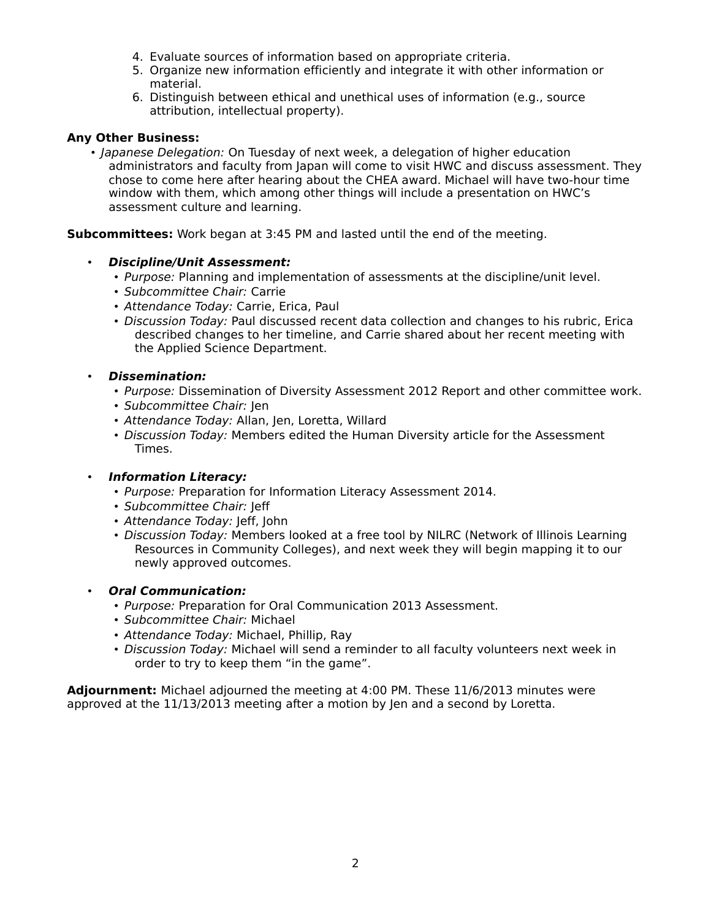4. Evaluate sources of information based on appropriate criteria.
5. Organize new information efficiently and integrate it with other information or material.
6. Distinguish between ethical and unethical uses of information (e.g., source attribution, intellectual property).

**Any Other Business:**

- *Japanese Delegation:* On Tuesday of next week, a delegation of higher education administrators and faculty from Japan will come to visit HWC and discuss assessment. They chose to come here after hearing about the CHEA award. Michael will have two-hour time window with them, which among other things will include a presentation on HWC's assessment culture and learning.

**Subcommittees:** Work began at 3:45 PM and lasted until the end of the meeting.

- ***Discipline/Unit Assessment:***
  - *Purpose:* Planning and implementation of assessments at the discipline/unit level.
  - *Subcommittee Chair:* Carrie
  - *Attendance Today:* Carrie, Erica, Paul
  - *Discussion Today:* Paul discussed recent data collection and changes to his rubric, Erica described changes to her timeline, and Carrie shared about her recent meeting with the Applied Science Department.

- ***Dissemination:***
  - *Purpose:* Dissemination of Diversity Assessment 2012 Report and other committee work.
  - *Subcommittee Chair:* Jen
  - *Attendance Today:* Allan, Jen, Loretta, Willard
  - *Discussion Today:* Members edited the Human Diversity article for the Assessment Times.

- ***Information Literacy:***
  - *Purpose:* Preparation for Information Literacy Assessment 2014.
  - *Subcommittee Chair:* Jeff
  - *Attendance Today:* Jeff, John
  - *Discussion Today:* Members looked at a free tool by NILRC (Network of Illinois Learning Resources in Community Colleges), and next week they will begin mapping it to our newly approved outcomes.

- ***Oral Communication:***
  - *Purpose:* Preparation for Oral Communication 2013 Assessment.
  - *Subcommittee Chair:* Michael
  - *Attendance Today:* Michael, Phillip, Ray
  - *Discussion Today:* Michael will send a reminder to all faculty volunteers next week in order to try to keep them "in the game".

**Adjournment:** Michael adjourned the meeting at 4:00 PM. These 11/6/2013 minutes were approved at the 11/13/2013 meeting after a motion by Jen and a second by Loretta.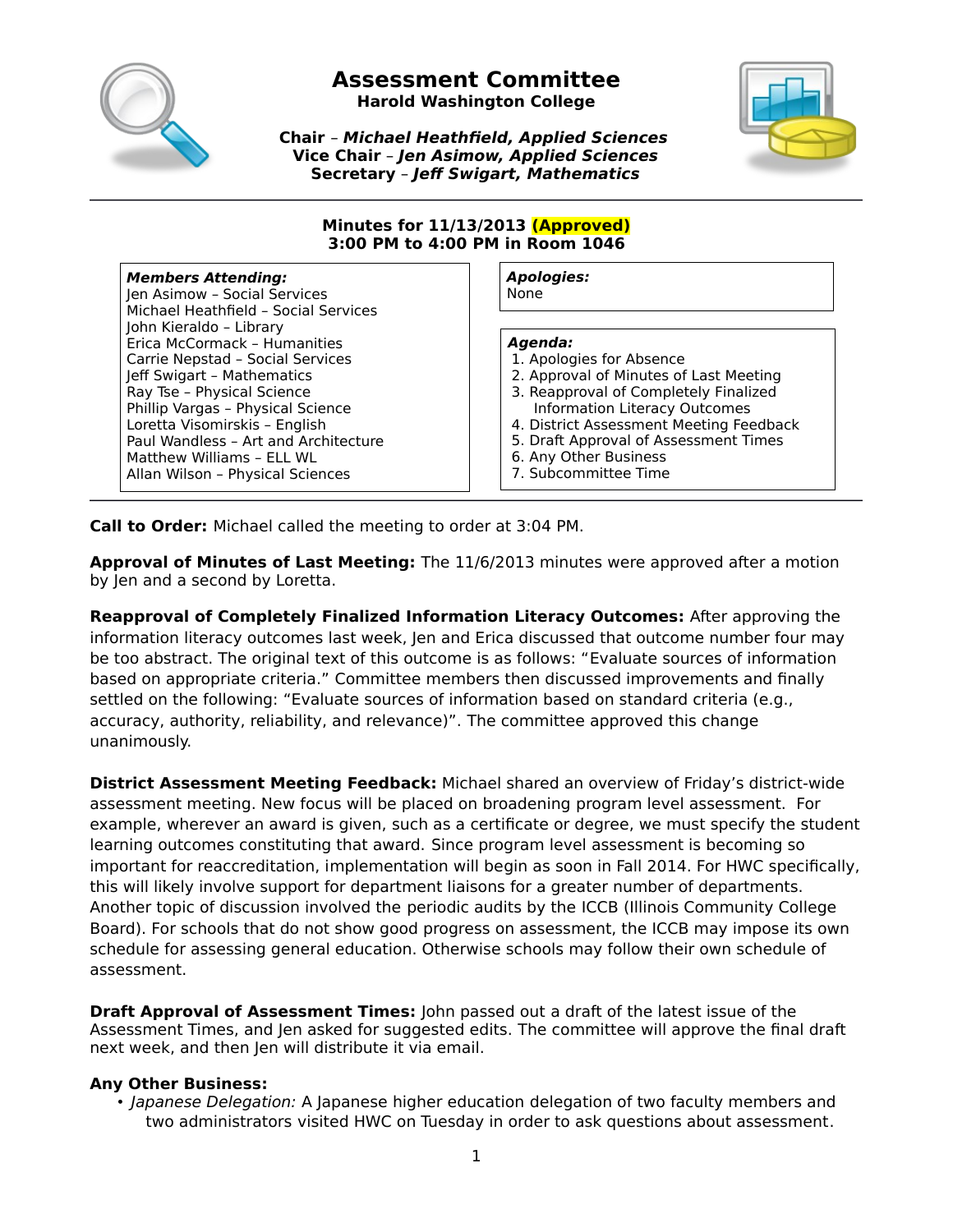# Assessment Committee

**Harold Washington College**

**Chair** – ***Michael Heathfield, Applied Sciences***
**Vice Chair** – ***Jen Asimow, Applied Sciences***
**Secretary** – ***Jeff Swigart, Mathematics***

---

**Minutes for 11/13/2013 (Approved)**
**3:00 PM to 4:00 PM in Room 1046**

***Members Attending:***
Jen Asimow – Social Services
Michael Heathfield – Social Services
John Kieraldo – Library
Erica McCormack – Humanities
Carrie Nepstad – Social Services
Jeff Swigart – Mathematics
Ray Tse – Physical Science
Phillip Vargas – Physical Science
Loretta Visomirskis – English
Paul Wandless – Art and Architecture
Matthew Williams – ELL WL
Allan Wilson – Physical Sciences

***Apologies:***
None

***Agenda:***
1. Apologies for Absence
2. Approval of Minutes of Last Meeting
3. Reapproval of Completely Finalized Information Literacy Outcomes
4. District Assessment Meeting Feedback
5. Draft Approval of Assessment Times
6. Any Other Business
7. Subcommittee Time

---

**Call to Order:** Michael called the meeting to order at 3:04 PM.

**Approval of Minutes of Last Meeting:** The 11/6/2013 minutes were approved after a motion by Jen and a second by Loretta.

**Reapproval of Completely Finalized Information Literacy Outcomes:** After approving the information literacy outcomes last week, Jen and Erica discussed that outcome number four may be too abstract. The original text of this outcome is as follows: “Evaluate sources of information based on appropriate criteria.” Committee members then discussed improvements and finally settled on the following: “Evaluate sources of information based on standard criteria (e.g., accuracy, authority, reliability, and relevance)”. The committee approved this change unanimously.

**District Assessment Meeting Feedback:** Michael shared an overview of Friday’s district-wide assessment meeting. New focus will be placed on broadening program level assessment. For example, wherever an award is given, such as a certificate or degree, we must specify the student learning outcomes constituting that award. Since program level assessment is becoming so important for reaccreditation, implementation will begin as soon in Fall 2014. For HWC specifically, this will likely involve support for department liaisons for a greater number of departments. Another topic of discussion involved the periodic audits by the ICCB (Illinois Community College Board). For schools that do not show good progress on assessment, the ICCB may impose its own schedule for assessing general education. Otherwise schools may follow their own schedule of assessment.

**Draft Approval of Assessment Times:** John passed out a draft of the latest issue of the Assessment Times, and Jen asked for suggested edits. The committee will approve the final draft next week, and then Jen will distribute it via email.

**Any Other Business:**

- *Japanese Delegation:* A Japanese higher education delegation of two faculty members and two administrators visited HWC on Tuesday in order to ask questions about assessment.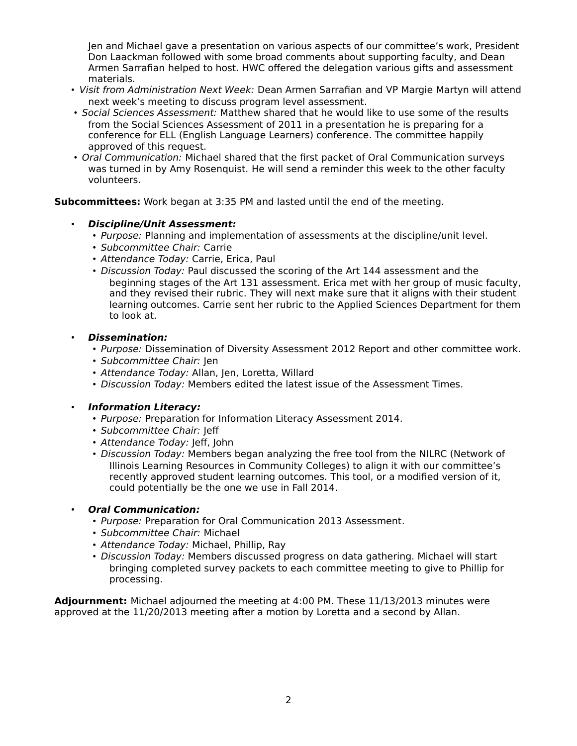Jen and Michael gave a presentation on various aspects of our committee's work, President Don Laackman followed with some broad comments about supporting faculty, and Dean Armen Sarrafian helped to host. HWC offered the delegation various gifts and assessment materials.

- *Visit from Administration Next Week:* Dean Armen Sarrafian and VP Margie Martyn will attend next week's meeting to discuss program level assessment.
- *Social Sciences Assessment:* Matthew shared that he would like to use some of the results from the Social Sciences Assessment of 2011 in a presentation he is preparing for a conference for ELL (English Language Learners) conference. The committee happily approved of this request.
- *Oral Communication:* Michael shared that the first packet of Oral Communication surveys was turned in by Amy Rosenquist. He will send a reminder this week to the other faculty volunteers.

**Subcommittees:** Work began at 3:35 PM and lasted until the end of the meeting.

- ***Discipline/Unit Assessment:***
  - *Purpose:* Planning and implementation of assessments at the discipline/unit level.
  - *Subcommittee Chair:* Carrie
  - *Attendance Today:* Carrie, Erica, Paul
  - *Discussion Today:* Paul discussed the scoring of the Art 144 assessment and the beginning stages of the Art 131 assessment. Erica met with her group of music faculty, and they revised their rubric. They will next make sure that it aligns with their student learning outcomes. Carrie sent her rubric to the Applied Sciences Department for them to look at.

- ***Dissemination:***
  - *Purpose:* Dissemination of Diversity Assessment 2012 Report and other committee work.
  - *Subcommittee Chair:* Jen
  - *Attendance Today:* Allan, Jen, Loretta, Willard
  - *Discussion Today:* Members edited the latest issue of the Assessment Times.

- ***Information Literacy:***
  - *Purpose:* Preparation for Information Literacy Assessment 2014.
  - *Subcommittee Chair:* Jeff
  - *Attendance Today:* Jeff, John
  - *Discussion Today:* Members began analyzing the free tool from the NILRC (Network of Illinois Learning Resources in Community Colleges) to align it with our committee's recently approved student learning outcomes. This tool, or a modified version of it, could potentially be the one we use in Fall 2014.

- ***Oral Communication:***
  - *Purpose:* Preparation for Oral Communication 2013 Assessment.
  - *Subcommittee Chair:* Michael
  - *Attendance Today:* Michael, Phillip, Ray
  - *Discussion Today:* Members discussed progress on data gathering. Michael will start bringing completed survey packets to each committee meeting to give to Phillip for processing.

**Adjournment:** Michael adjourned the meeting at 4:00 PM. These 11/13/2013 minutes were approved at the 11/20/2013 meeting after a motion by Loretta and a second by Allan.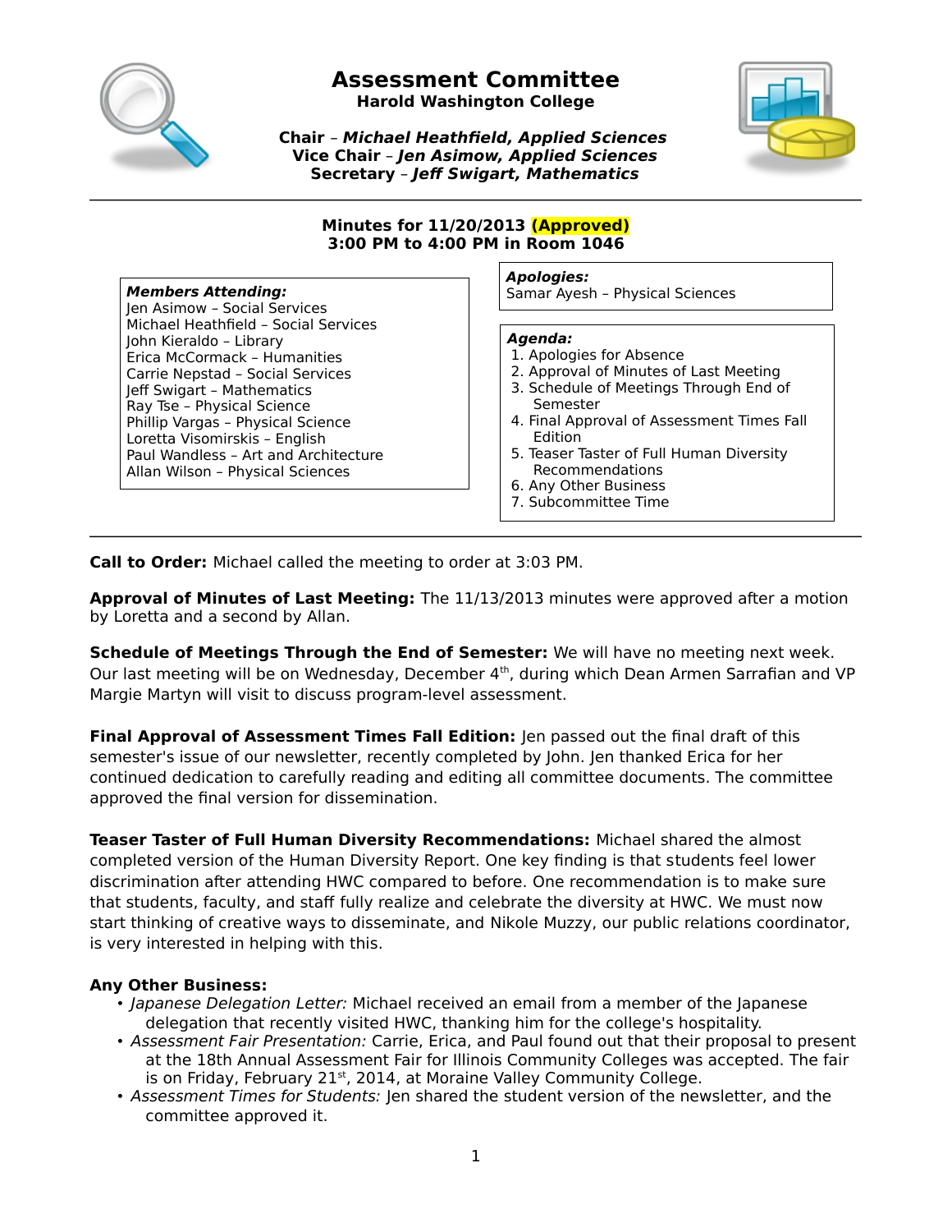# Assessment Committee

**Harold Washington College**

**Chair** – ***Michael Heathfield, Applied Sciences***
**Vice Chair** – ***Jen Asimow, Applied Sciences***
**Secretary** – ***Jeff Swigart, Mathematics***

---

**Minutes for 11/20/2013 (Approved)**
**3:00 PM to 4:00 PM in Room 1046**

***Members Attending:***
Jen Asimow – Social Services
Michael Heathfield – Social Services
John Kieraldo – Library
Erica McCormack – Humanities
Carrie Nepstad – Social Services
Jeff Swigart – Mathematics
Ray Tse – Physical Science
Phillip Vargas – Physical Science
Loretta Visomirskis – English
Paul Wandless – Art and Architecture
Allan Wilson – Physical Sciences

***Apologies:***
Samar Ayesh – Physical Sciences

***Agenda:***
1. Apologies for Absence
2. Approval of Minutes of Last Meeting
3. Schedule of Meetings Through End of Semester
4. Final Approval of Assessment Times Fall Edition
5. Teaser Taster of Full Human Diversity Recommendations
6. Any Other Business
7. Subcommittee Time

---

**Call to Order:** Michael called the meeting to order at 3:03 PM.

**Approval of Minutes of Last Meeting:** The 11/13/2013 minutes were approved after a motion by Loretta and a second by Allan.

**Schedule of Meetings Through the End of Semester:** We will have no meeting next week. Our last meeting will be on Wednesday, December 4th, during which Dean Armen Sarrafian and VP Margie Martyn will visit to discuss program-level assessment.

**Final Approval of Assessment Times Fall Edition:** Jen passed out the final draft of this semester's issue of our newsletter, recently completed by John. Jen thanked Erica for her continued dedication to carefully reading and editing all committee documents. The committee approved the final version for dissemination.

**Teaser Taster of Full Human Diversity Recommendations:** Michael shared the almost completed version of the Human Diversity Report. One key finding is that students feel lower discrimination after attending HWC compared to before. One recommendation is to make sure that students, faculty, and staff fully realize and celebrate the diversity at HWC. We must now start thinking of creative ways to disseminate, and Nikole Muzzy, our public relations coordinator, is very interested in helping with this.

**Any Other Business:**

- *Japanese Delegation Letter:* Michael received an email from a member of the Japanese delegation that recently visited HWC, thanking him for the college's hospitality.
- *Assessment Fair Presentation:* Carrie, Erica, and Paul found out that their proposal to present at the 18th Annual Assessment Fair for Illinois Community Colleges was accepted. The fair is on Friday, February 21st, 2014, at Moraine Valley Community College.
- *Assessment Times for Students:* Jen shared the student version of the newsletter, and the committee approved it.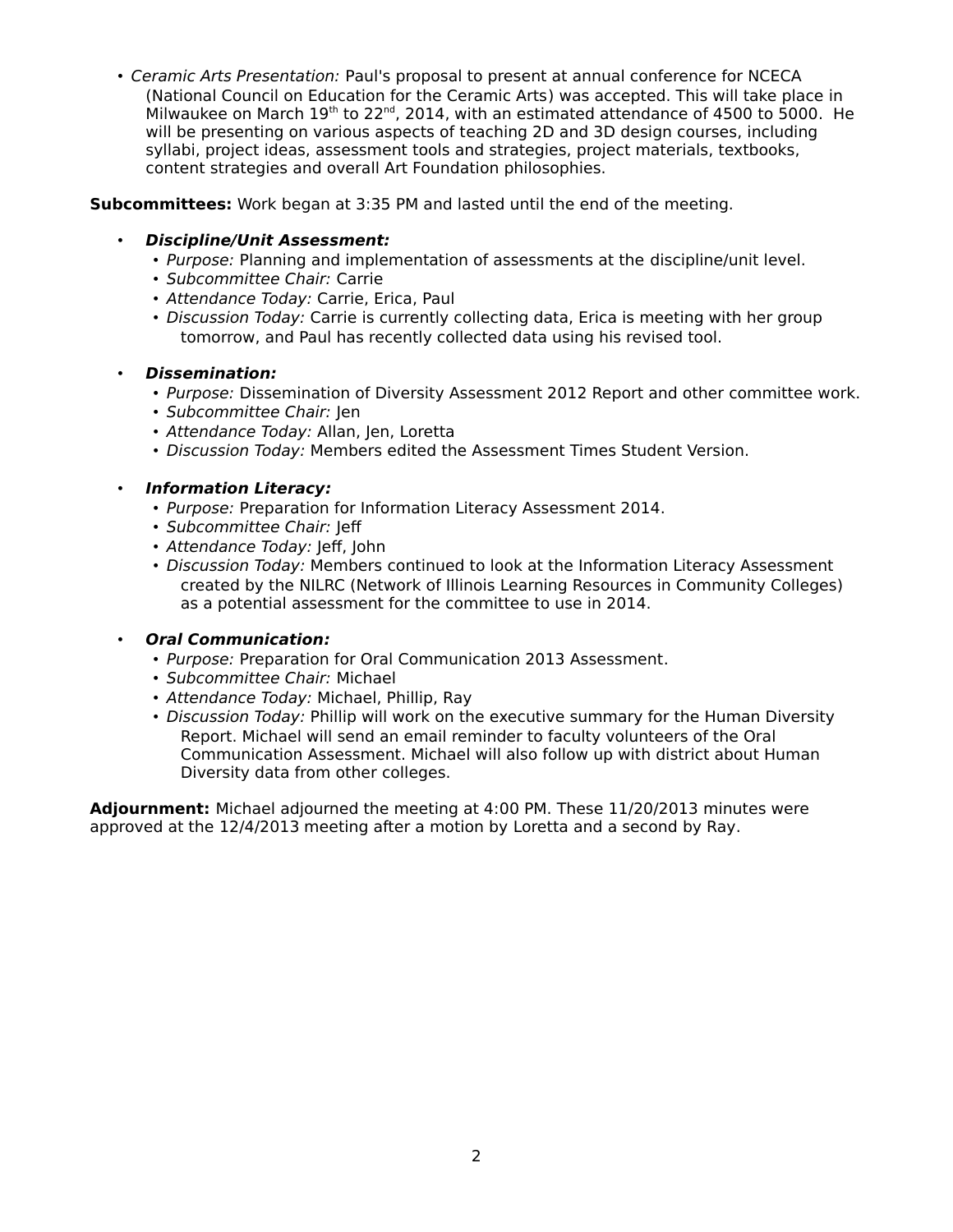- *Ceramic Arts Presentation:* Paul's proposal to present at annual conference for NCECA (National Council on Education for the Ceramic Arts) was accepted. This will take place in Milwaukee on March 19th to 22nd, 2014, with an estimated attendance of 4500 to 5000. He will be presenting on various aspects of teaching 2D and 3D design courses, including syllabi, project ideas, assessment tools and strategies, project materials, textbooks, content strategies and overall Art Foundation philosophies.

**Subcommittees:** Work began at 3:35 PM and lasted until the end of the meeting.

- ***Discipline/Unit Assessment:***
  - *Purpose:* Planning and implementation of assessments at the discipline/unit level.
  - *Subcommittee Chair:* Carrie
  - *Attendance Today:* Carrie, Erica, Paul
  - *Discussion Today:* Carrie is currently collecting data, Erica is meeting with her group tomorrow, and Paul has recently collected data using his revised tool.

- ***Dissemination:***
  - *Purpose:* Dissemination of Diversity Assessment 2012 Report and other committee work.
  - *Subcommittee Chair:* Jen
  - *Attendance Today:* Allan, Jen, Loretta
  - *Discussion Today:* Members edited the Assessment Times Student Version.

- ***Information Literacy:***
  - *Purpose:* Preparation for Information Literacy Assessment 2014.
  - *Subcommittee Chair:* Jeff
  - *Attendance Today:* Jeff, John
  - *Discussion Today:* Members continued to look at the Information Literacy Assessment created by the NILRC (Network of Illinois Learning Resources in Community Colleges) as a potential assessment for the committee to use in 2014.

- ***Oral Communication:***
  - *Purpose:* Preparation for Oral Communication 2013 Assessment.
  - *Subcommittee Chair:* Michael
  - *Attendance Today:* Michael, Phillip, Ray
  - *Discussion Today:* Phillip will work on the executive summary for the Human Diversity Report. Michael will send an email reminder to faculty volunteers of the Oral Communication Assessment. Michael will also follow up with district about Human Diversity data from other colleges.

**Adjournment:** Michael adjourned the meeting at 4:00 PM. These 11/20/2013 minutes were approved at the 12/4/2013 meeting after a motion by Loretta and a second by Ray.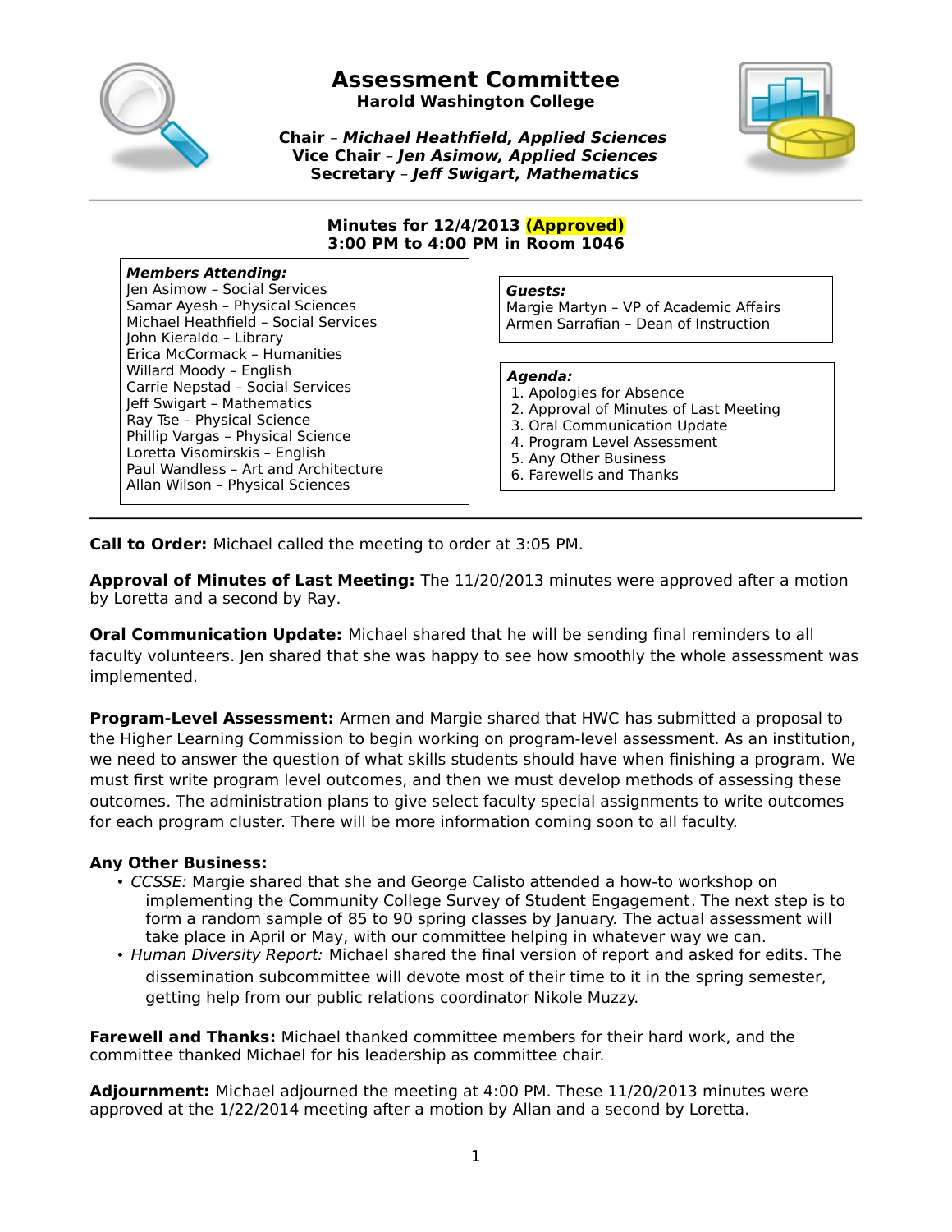# Assessment Committee

**Harold Washington College**

**Chair** – ***Michael Heathfield, Applied Sciences***
**Vice Chair** – ***Jen Asimow, Applied Sciences***
**Secretary** – ***Jeff Swigart, Mathematics***

---

**Minutes for 12/4/2013 (Approved)**
**3:00 PM to 4:00 PM in Room 1046**

***Members Attending:***
Jen Asimow – Social Services
Samar Ayesh – Physical Sciences
Michael Heathfield – Social Services
John Kieraldo – Library
Erica McCormack – Humanities
Willard Moody – English
Carrie Nepstad – Social Services
Jeff Swigart – Mathematics
Ray Tse – Physical Science
Phillip Vargas – Physical Science
Loretta Visomirskis – English
Paul Wandless – Art and Architecture
Allan Wilson – Physical Sciences

***Guests:***
Margie Martyn – VP of Academic Affairs
Armen Sarrafian – Dean of Instruction

***Agenda:***
1. Apologies for Absence
2. Approval of Minutes of Last Meeting
3. Oral Communication Update
4. Program Level Assessment
5. Any Other Business
6. Farewells and Thanks

---

**Call to Order:** Michael called the meeting to order at 3:05 PM.

**Approval of Minutes of Last Meeting:** The 11/20/2013 minutes were approved after a motion by Loretta and a second by Ray.

**Oral Communication Update:** Michael shared that he will be sending final reminders to all faculty volunteers. Jen shared that she was happy to see how smoothly the whole assessment was implemented.

**Program-Level Assessment:** Armen and Margie shared that HWC has submitted a proposal to the Higher Learning Commission to begin working on program-level assessment. As an institution, we need to answer the question of what skills students should have when finishing a program. We must first write program level outcomes, and then we must develop methods of assessing these outcomes. The administration plans to give select faculty special assignments to write outcomes for each program cluster. There will be more information coming soon to all faculty.

**Any Other Business:**

- *CCSSE:* Margie shared that she and George Calisto attended a how-to workshop on implementing the Community College Survey of Student Engagement. The next step is to form a random sample of 85 to 90 spring classes by January. The actual assessment will take place in April or May, with our committee helping in whatever way we can.
- *Human Diversity Report:* Michael shared the final version of report and asked for edits. The dissemination subcommittee will devote most of their time to it in the spring semester, getting help from our public relations coordinator Nikole Muzzy.

**Farewell and Thanks:** Michael thanked committee members for their hard work, and the committee thanked Michael for his leadership as committee chair.

**Adjournment:** Michael adjourned the meeting at 4:00 PM. These 11/20/2013 minutes were approved at the 1/22/2014 meeting after a motion by Allan and a second by Loretta.